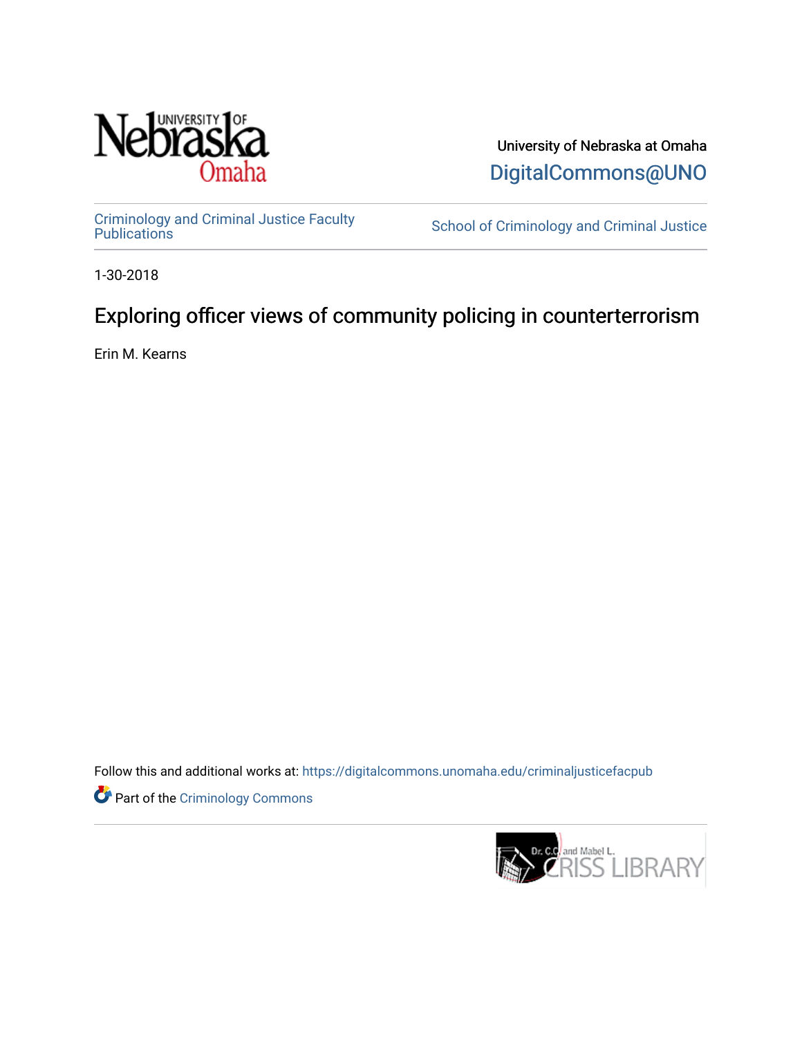University of Nebraska at Omaha

DigitalCommons@UNO

Criminology and Criminal Justice Faculty Publications

School of Criminology and Criminal Justice

1-30-2018

# Exploring officer views of community policing in counterterrorism

Erin M. Kearns

Follow this and additional works at: https://digitalcommons.unomaha.edu/criminaljusticefacpub

Part of the Criminology Commons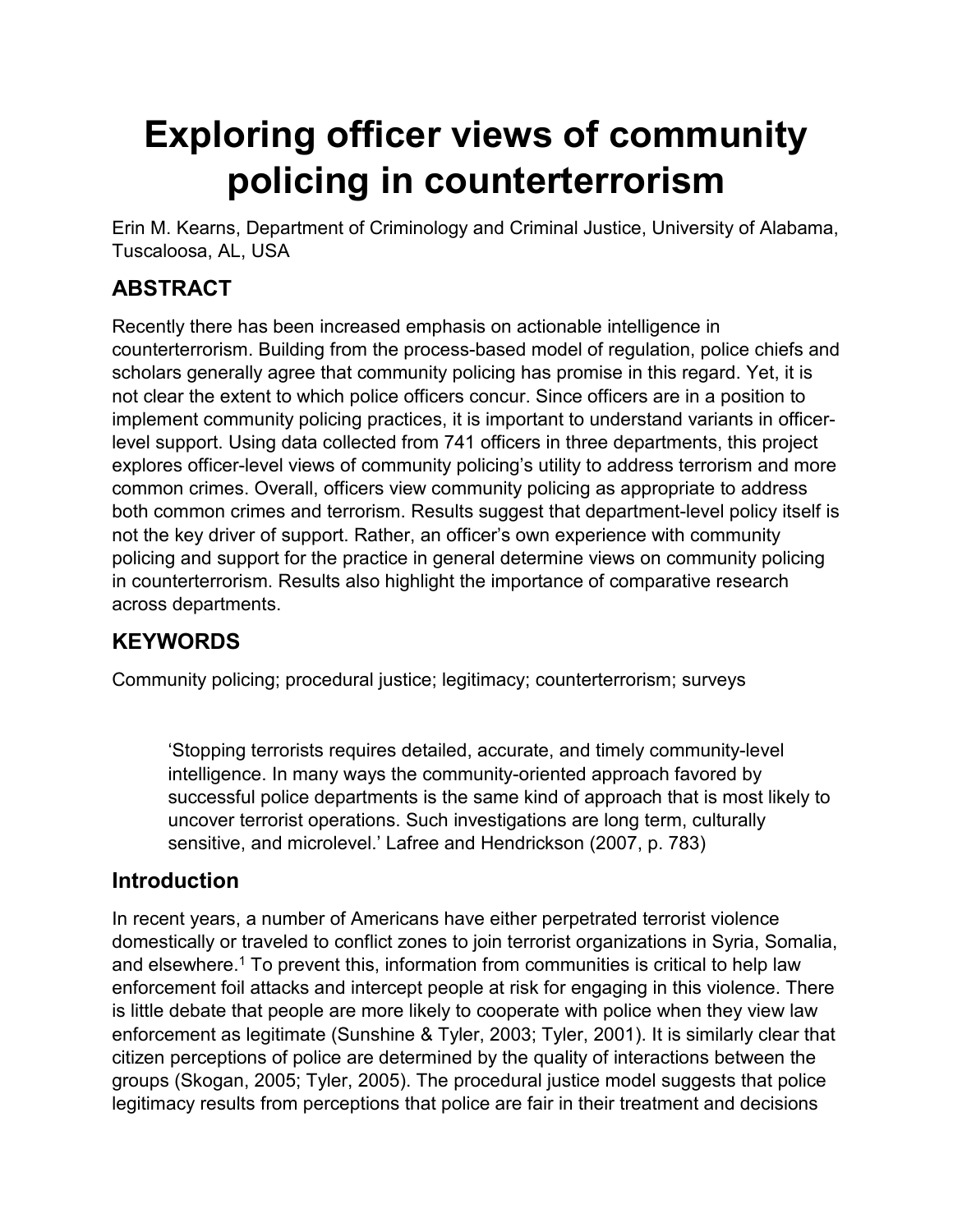# Exploring officer views of community policing in counterterrorism

Erin M. Kearns, Department of Criminology and Criminal Justice, University of Alabama, Tuscaloosa, AL, USA

## ABSTRACT

Recently there has been increased emphasis on actionable intelligence in counterterrorism. Building from the process-based model of regulation, police chiefs and scholars generally agree that community policing has promise in this regard. Yet, it is not clear the extent to which police officers concur. Since officers are in a position to implement community policing practices, it is important to understand variants in officer-level support. Using data collected from 741 officers in three departments, this project explores officer-level views of community policing's utility to address terrorism and more common crimes. Overall, officers view community policing as appropriate to address both common crimes and terrorism. Results suggest that department-level policy itself is not the key driver of support. Rather, an officer's own experience with community policing and support for the practice in general determine views on community policing in counterterrorism. Results also highlight the importance of comparative research across departments.

## KEYWORDS

Community policing; procedural justice; legitimacy; counterterrorism; surveys

> 'Stopping terrorists requires detailed, accurate, and timely community-level intelligence. In many ways the community-oriented approach favored by successful police departments is the same kind of approach that is most likely to uncover terrorist operations. Such investigations are long term, culturally sensitive, and microlevel.' Lafree and Hendrickson (2007, p. 783)

## Introduction

In recent years, a number of Americans have either perpetrated terrorist violence domestically or traveled to conflict zones to join terrorist organizations in Syria, Somalia, and elsewhere.[1] To prevent this, information from communities is critical to help law enforcement foil attacks and intercept people at risk for engaging in this violence. There is little debate that people are more likely to cooperate with police when they view law enforcement as legitimate (Sunshine & Tyler, 2003; Tyler, 2001). It is similarly clear that citizen perceptions of police are determined by the quality of interactions between the groups (Skogan, 2005; Tyler, 2005). The procedural justice model suggests that police legitimacy results from perceptions that police are fair in their treatment and decisions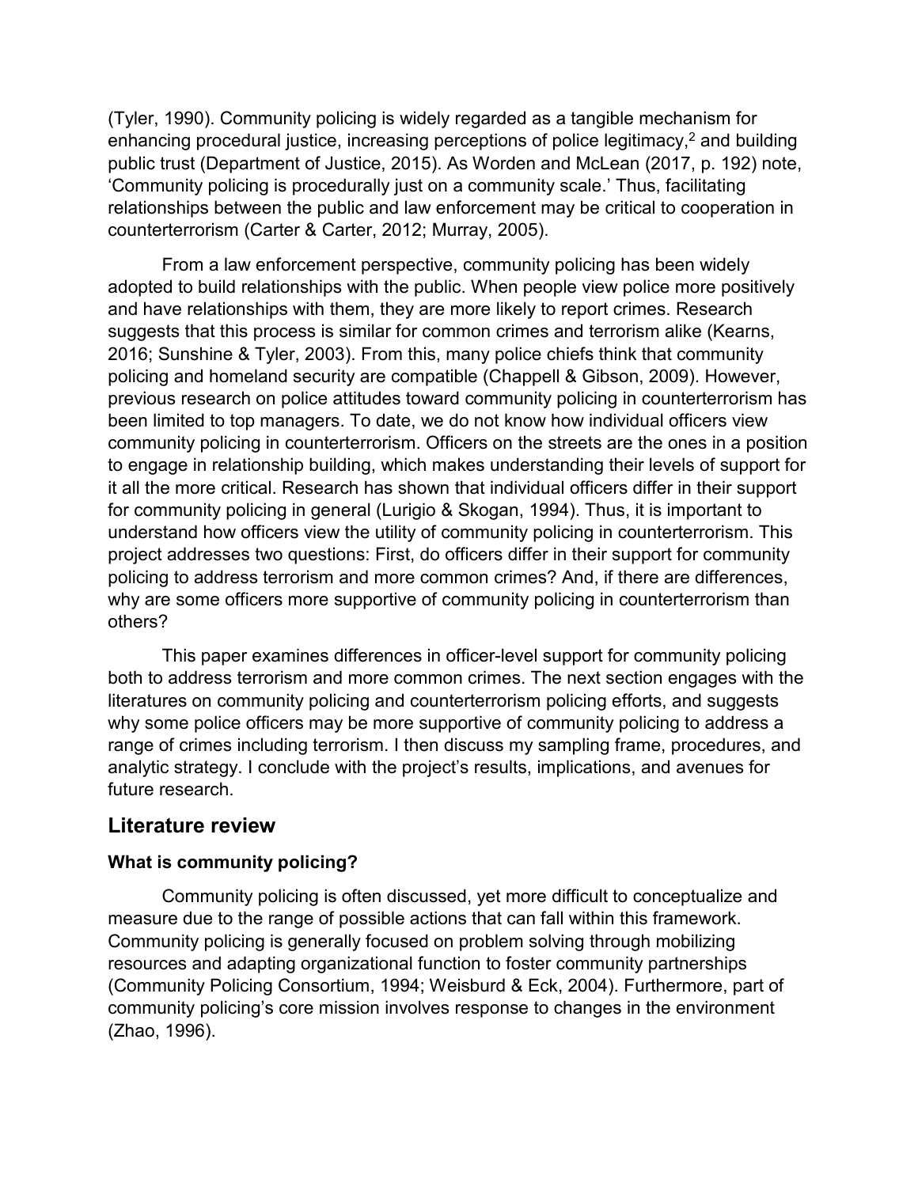(Tyler, 1990). Community policing is widely regarded as a tangible mechanism for enhancing procedural justice, increasing perceptions of police legitimacy,[2] and building public trust (Department of Justice, 2015). As Worden and McLean (2017, p. 192) note, 'Community policing is procedurally just on a community scale.' Thus, facilitating relationships between the public and law enforcement may be critical to cooperation in counterterrorism (Carter & Carter, 2012; Murray, 2005).

From a law enforcement perspective, community policing has been widely adopted to build relationships with the public. When people view police more positively and have relationships with them, they are more likely to report crimes. Research suggests that this process is similar for common crimes and terrorism alike (Kearns, 2016; Sunshine & Tyler, 2003). From this, many police chiefs think that community policing and homeland security are compatible (Chappell & Gibson, 2009). However, previous research on police attitudes toward community policing in counterterrorism has been limited to top managers. To date, we do not know how individual officers view community policing in counterterrorism. Officers on the streets are the ones in a position to engage in relationship building, which makes understanding their levels of support for it all the more critical. Research has shown that individual officers differ in their support for community policing in general (Lurigio & Skogan, 1994). Thus, it is important to understand how officers view the utility of community policing in counterterrorism. This project addresses two questions: First, do officers differ in their support for community policing to address terrorism and more common crimes? And, if there are differences, why are some officers more supportive of community policing in counterterrorism than others?

This paper examines differences in officer-level support for community policing both to address terrorism and more common crimes. The next section engages with the literatures on community policing and counterterrorism policing efforts, and suggests why some police officers may be more supportive of community policing to address a range of crimes including terrorism. I then discuss my sampling frame, procedures, and analytic strategy. I conclude with the project's results, implications, and avenues for future research.

## Literature review

### What is community policing?

Community policing is often discussed, yet more difficult to conceptualize and measure due to the range of possible actions that can fall within this framework. Community policing is generally focused on problem solving through mobilizing resources and adapting organizational function to foster community partnerships (Community Policing Consortium, 1994; Weisburd & Eck, 2004). Furthermore, part of community policing's core mission involves response to changes in the environment (Zhao, 1996).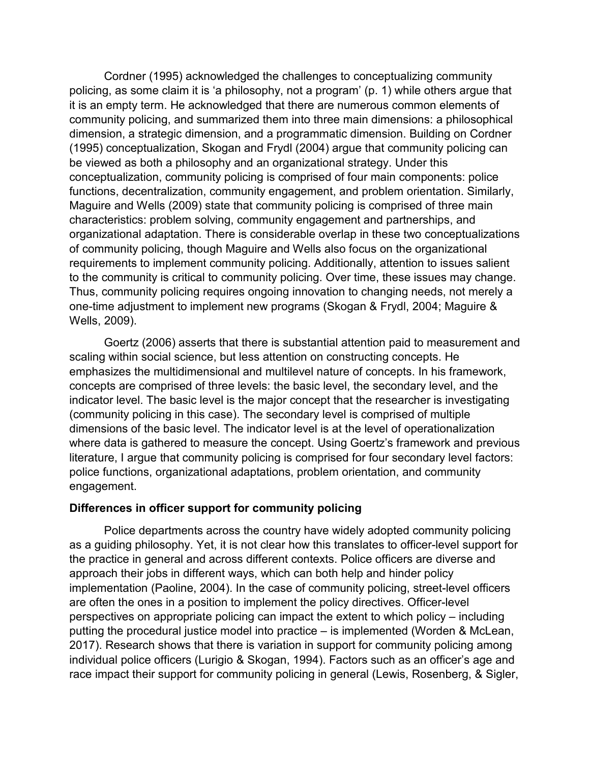Cordner (1995) acknowledged the challenges to conceptualizing community policing, as some claim it is 'a philosophy, not a program' (p. 1) while others argue that it is an empty term. He acknowledged that there are numerous common elements of community policing, and summarized them into three main dimensions: a philosophical dimension, a strategic dimension, and a programmatic dimension. Building on Cordner (1995) conceptualization, Skogan and Frydl (2004) argue that community policing can be viewed as both a philosophy and an organizational strategy. Under this conceptualization, community policing is comprised of four main components: police functions, decentralization, community engagement, and problem orientation. Similarly, Maguire and Wells (2009) state that community policing is comprised of three main characteristics: problem solving, community engagement and partnerships, and organizational adaptation. There is considerable overlap in these two conceptualizations of community policing, though Maguire and Wells also focus on the organizational requirements to implement community policing. Additionally, attention to issues salient to the community is critical to community policing. Over time, these issues may change. Thus, community policing requires ongoing innovation to changing needs, not merely a one-time adjustment to implement new programs (Skogan & Frydl, 2004; Maguire & Wells, 2009).

Goertz (2006) asserts that there is substantial attention paid to measurement and scaling within social science, but less attention on constructing concepts. He emphasizes the multidimensional and multilevel nature of concepts. In his framework, concepts are comprised of three levels: the basic level, the secondary level, and the indicator level. The basic level is the major concept that the researcher is investigating (community policing in this case). The secondary level is comprised of multiple dimensions of the basic level. The indicator level is at the level of operationalization where data is gathered to measure the concept. Using Goertz's framework and previous literature, I argue that community policing is comprised for four secondary level factors: police functions, organizational adaptations, problem orientation, and community engagement.

### Differences in officer support for community policing

Police departments across the country have widely adopted community policing as a guiding philosophy. Yet, it is not clear how this translates to officer-level support for the practice in general and across different contexts. Police officers are diverse and approach their jobs in different ways, which can both help and hinder policy implementation (Paoline, 2004). In the case of community policing, street-level officers are often the ones in a position to implement the policy directives. Officer-level perspectives on appropriate policing can impact the extent to which policy – including putting the procedural justice model into practice – is implemented (Worden & McLean, 2017). Research shows that there is variation in support for community policing among individual police officers (Lurigio & Skogan, 1994). Factors such as an officer's age and race impact their support for community policing in general (Lewis, Rosenberg, & Sigler,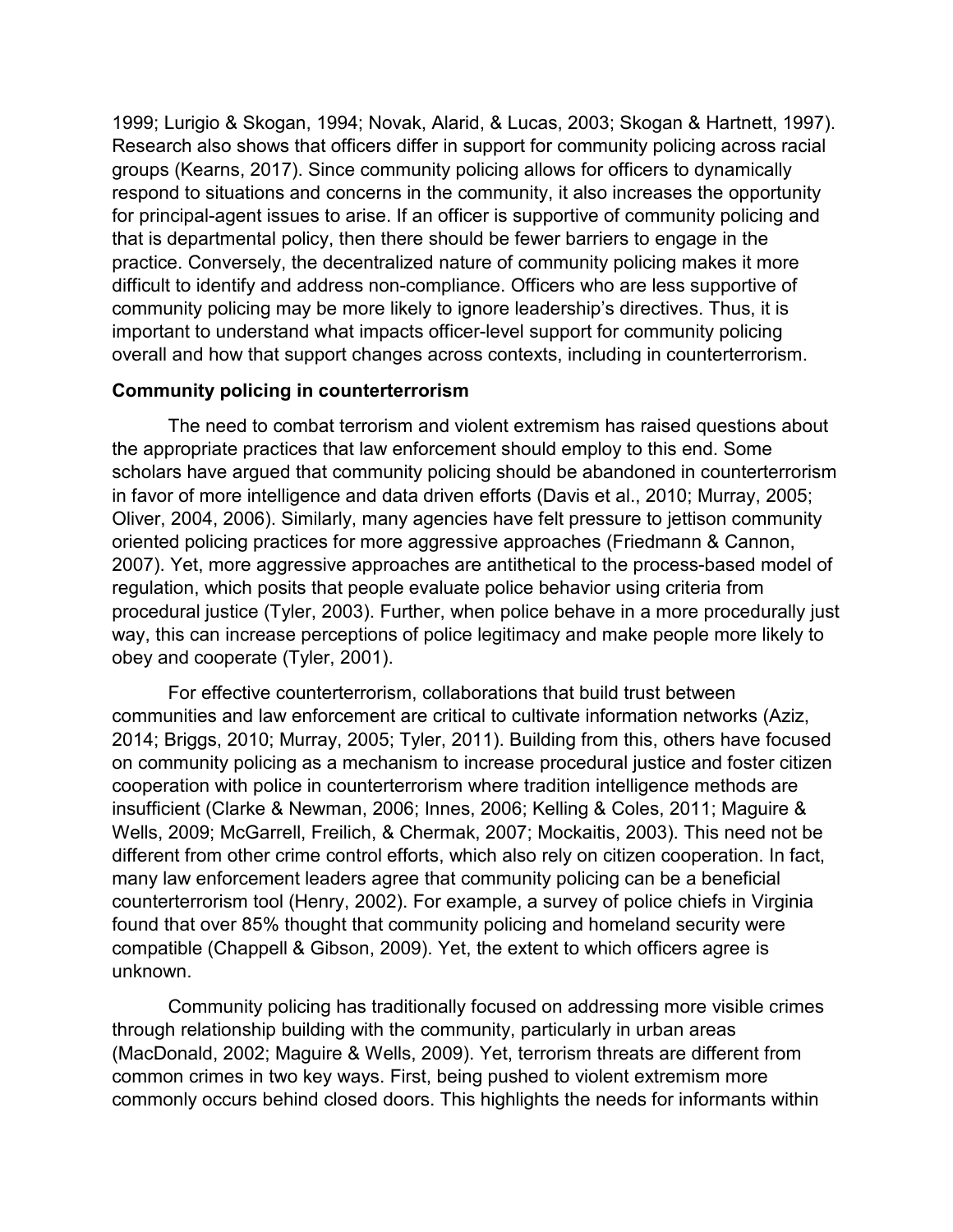1999; Lurigio & Skogan, 1994; Novak, Alarid, & Lucas, 2003; Skogan & Hartnett, 1997). Research also shows that officers differ in support for community policing across racial groups (Kearns, 2017). Since community policing allows for officers to dynamically respond to situations and concerns in the community, it also increases the opportunity for principal-agent issues to arise. If an officer is supportive of community policing and that is departmental policy, then there should be fewer barriers to engage in the practice. Conversely, the decentralized nature of community policing makes it more difficult to identify and address non-compliance. Officers who are less supportive of community policing may be more likely to ignore leadership's directives. Thus, it is important to understand what impacts officer-level support for community policing overall and how that support changes across contexts, including in counterterrorism.

**Community policing in counterterrorism**

The need to combat terrorism and violent extremism has raised questions about the appropriate practices that law enforcement should employ to this end. Some scholars have argued that community policing should be abandoned in counterterrorism in favor of more intelligence and data driven efforts (Davis et al., 2010; Murray, 2005; Oliver, 2004, 2006). Similarly, many agencies have felt pressure to jettison community oriented policing practices for more aggressive approaches (Friedmann & Cannon, 2007). Yet, more aggressive approaches are antithetical to the process-based model of regulation, which posits that people evaluate police behavior using criteria from procedural justice (Tyler, 2003). Further, when police behave in a more procedurally just way, this can increase perceptions of police legitimacy and make people more likely to obey and cooperate (Tyler, 2001).

For effective counterterrorism, collaborations that build trust between communities and law enforcement are critical to cultivate information networks (Aziz, 2014; Briggs, 2010; Murray, 2005; Tyler, 2011). Building from this, others have focused on community policing as a mechanism to increase procedural justice and foster citizen cooperation with police in counterterrorism where tradition intelligence methods are insufficient (Clarke & Newman, 2006; Innes, 2006; Kelling & Coles, 2011; Maguire & Wells, 2009; McGarrell, Freilich, & Chermak, 2007; Mockaitis, 2003). This need not be different from other crime control efforts, which also rely on citizen cooperation. In fact, many law enforcement leaders agree that community policing can be a beneficial counterterrorism tool (Henry, 2002). For example, a survey of police chiefs in Virginia found that over 85% thought that community policing and homeland security were compatible (Chappell & Gibson, 2009). Yet, the extent to which officers agree is unknown.

Community policing has traditionally focused on addressing more visible crimes through relationship building with the community, particularly in urban areas (MacDonald, 2002; Maguire & Wells, 2009). Yet, terrorism threats are different from common crimes in two key ways. First, being pushed to violent extremism more commonly occurs behind closed doors. This highlights the needs for informants within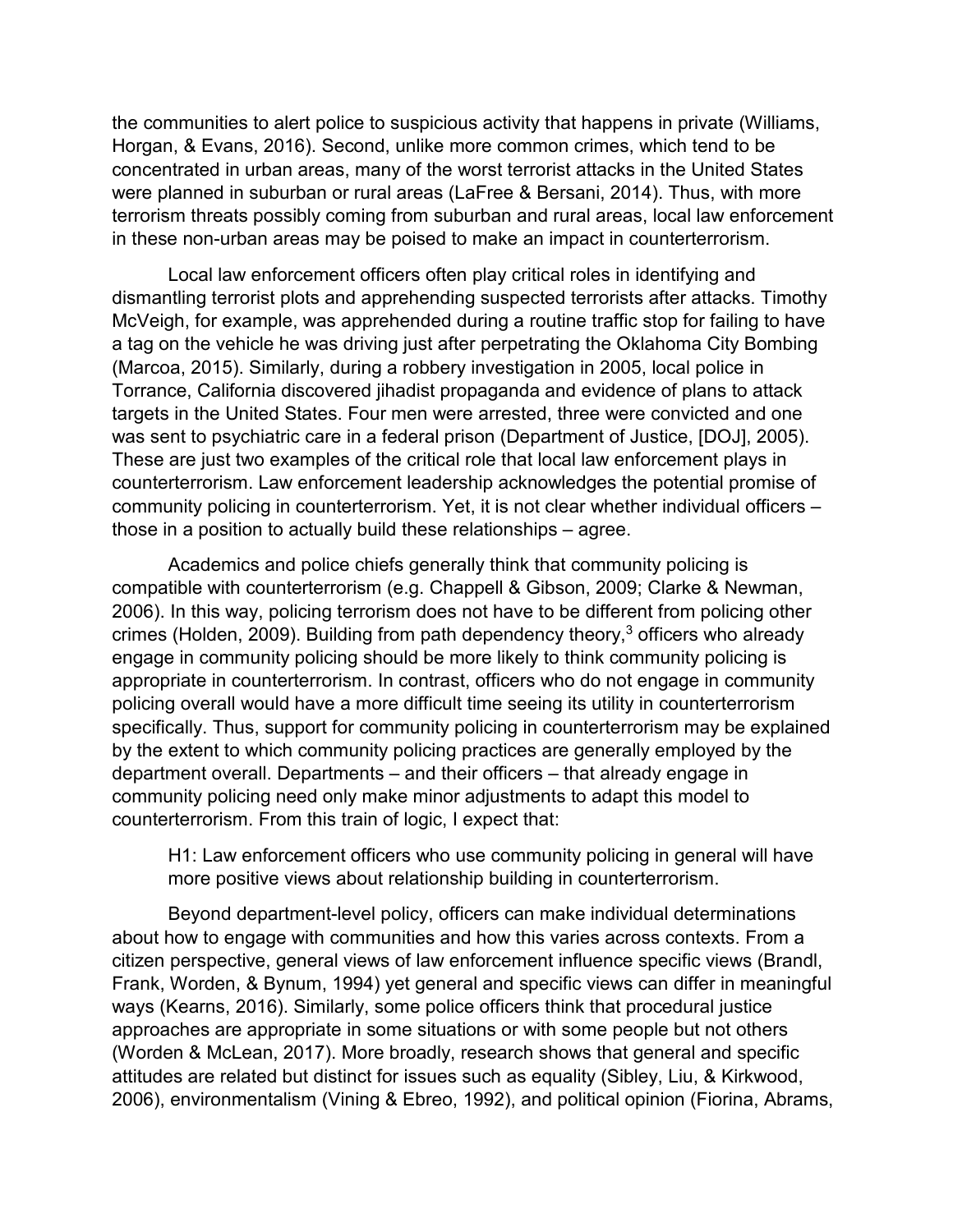the communities to alert police to suspicious activity that happens in private (Williams, Horgan, & Evans, 2016). Second, unlike more common crimes, which tend to be concentrated in urban areas, many of the worst terrorist attacks in the United States were planned in suburban or rural areas (LaFree & Bersani, 2014). Thus, with more terrorism threats possibly coming from suburban and rural areas, local law enforcement in these non-urban areas may be poised to make an impact in counterterrorism.

Local law enforcement officers often play critical roles in identifying and dismantling terrorist plots and apprehending suspected terrorists after attacks. Timothy McVeigh, for example, was apprehended during a routine traffic stop for failing to have a tag on the vehicle he was driving just after perpetrating the Oklahoma City Bombing (Marcoa, 2015). Similarly, during a robbery investigation in 2005, local police in Torrance, California discovered jihadist propaganda and evidence of plans to attack targets in the United States. Four men were arrested, three were convicted and one was sent to psychiatric care in a federal prison (Department of Justice, [DOJ], 2005). These are just two examples of the critical role that local law enforcement plays in counterterrorism. Law enforcement leadership acknowledges the potential promise of community policing in counterterrorism. Yet, it is not clear whether individual officers – those in a position to actually build these relationships – agree.

Academics and police chiefs generally think that community policing is compatible with counterterrorism (e.g. Chappell & Gibson, 2009; Clarke & Newman, 2006). In this way, policing terrorism does not have to be different from policing other crimes (Holden, 2009). Building from path dependency theory,[3] officers who already engage in community policing should be more likely to think community policing is appropriate in counterterrorism. In contrast, officers who do not engage in community policing overall would have a more difficult time seeing its utility in counterterrorism specifically. Thus, support for community policing in counterterrorism may be explained by the extent to which community policing practices are generally employed by the department overall. Departments – and their officers – that already engage in community policing need only make minor adjustments to adapt this model to counterterrorism. From this train of logic, I expect that:

> H1: Law enforcement officers who use community policing in general will have more positive views about relationship building in counterterrorism.

Beyond department-level policy, officers can make individual determinations about how to engage with communities and how this varies across contexts. From a citizen perspective, general views of law enforcement influence specific views (Brandl, Frank, Worden, & Bynum, 1994) yet general and specific views can differ in meaningful ways (Kearns, 2016). Similarly, some police officers think that procedural justice approaches are appropriate in some situations or with some people but not others (Worden & McLean, 2017). More broadly, research shows that general and specific attitudes are related but distinct for issues such as equality (Sibley, Liu, & Kirkwood, 2006), environmentalism (Vining & Ebreo, 1992), and political opinion (Fiorina, Abrams,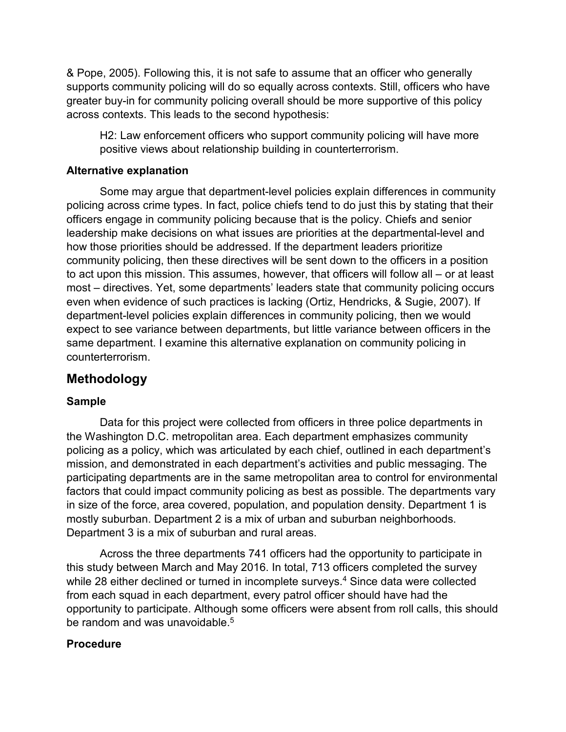& Pope, 2005). Following this, it is not safe to assume that an officer who generally supports community policing will do so equally across contexts. Still, officers who have greater buy-in for community policing overall should be more supportive of this policy across contexts. This leads to the second hypothesis:

> H2: Law enforcement officers who support community policing will have more positive views about relationship building in counterterrorism.

### Alternative explanation

Some may argue that department-level policies explain differences in community policing across crime types. In fact, police chiefs tend to do just this by stating that their officers engage in community policing because that is the policy. Chiefs and senior leadership make decisions on what issues are priorities at the departmental-level and how those priorities should be addressed. If the department leaders prioritize community policing, then these directives will be sent down to the officers in a position to act upon this mission. This assumes, however, that officers will follow all – or at least most – directives. Yet, some departments' leaders state that community policing occurs even when evidence of such practices is lacking (Ortiz, Hendricks, & Sugie, 2007). If department-level policies explain differences in community policing, then we would expect to see variance between departments, but little variance between officers in the same department. I examine this alternative explanation on community policing in counterterrorism.

## Methodology

### Sample

Data for this project were collected from officers in three police departments in the Washington D.C. metropolitan area. Each department emphasizes community policing as a policy, which was articulated by each chief, outlined in each department's mission, and demonstrated in each department's activities and public messaging. The participating departments are in the same metropolitan area to control for environmental factors that could impact community policing as best as possible. The departments vary in size of the force, area covered, population, and population density. Department 1 is mostly suburban. Department 2 is a mix of urban and suburban neighborhoods. Department 3 is a mix of suburban and rural areas.

Across the three departments 741 officers had the opportunity to participate in this study between March and May 2016. In total, 713 officers completed the survey while 28 either declined or turned in incomplete surveys.[4] Since data were collected from each squad in each department, every patrol officer should have had the opportunity to participate. Although some officers were absent from roll calls, this should be random and was unavoidable.[5]

### Procedure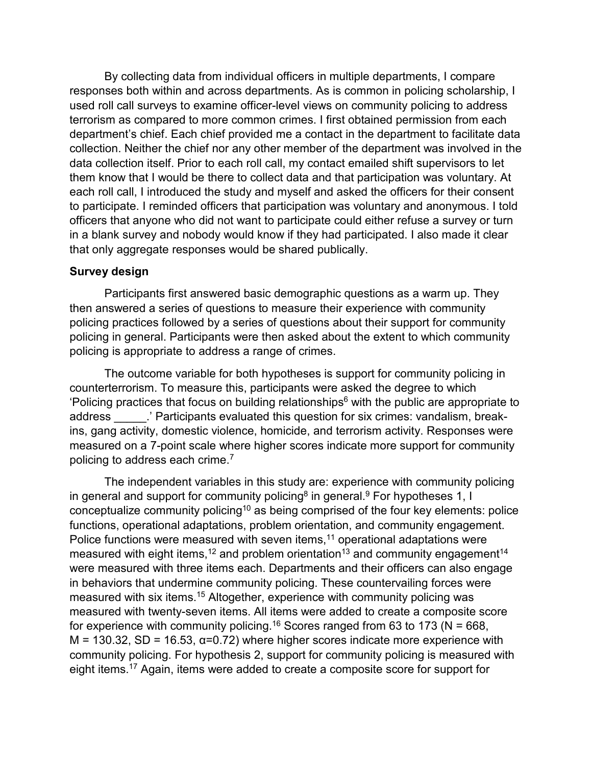By collecting data from individual officers in multiple departments, I compare responses both within and across departments. As is common in policing scholarship, I used roll call surveys to examine officer-level views on community policing to address terrorism as compared to more common crimes. I first obtained permission from each department's chief. Each chief provided me a contact in the department to facilitate data collection. Neither the chief nor any other member of the department was involved in the data collection itself. Prior to each roll call, my contact emailed shift supervisors to let them know that I would be there to collect data and that participation was voluntary. At each roll call, I introduced the study and myself and asked the officers for their consent to participate. I reminded officers that participation was voluntary and anonymous. I told officers that anyone who did not want to participate could either refuse a survey or turn in a blank survey and nobody would know if they had participated. I also made it clear that only aggregate responses would be shared publically.

**Survey design**

Participants first answered basic demographic questions as a warm up. They then answered a series of questions to measure their experience with community policing practices followed by a series of questions about their support for community policing in general. Participants were then asked about the extent to which community policing is appropriate to address a range of crimes.

The outcome variable for both hypotheses is support for community policing in counterterrorism. To measure this, participants were asked the degree to which 'Policing practices that focus on building relationships[6] with the public are appropriate to address _____.' Participants evaluated this question for six crimes: vandalism, break-ins, gang activity, domestic violence, homicide, and terrorism activity. Responses were measured on a 7-point scale where higher scores indicate more support for community policing to address each crime.[7]

The independent variables in this study are: experience with community policing in general and support for community policing[8] in general.[9] For hypotheses 1, I conceptualize community policing[10] as being comprised of the four key elements: police functions, operational adaptations, problem orientation, and community engagement. Police functions were measured with seven items,[11] operational adaptations were measured with eight items,[12] and problem orientation[13] and community engagement[14] were measured with three items each. Departments and their officers can also engage in behaviors that undermine community policing. These countervailing forces were measured with six items.[15] Altogether, experience with community policing was measured with twenty-seven items. All items were added to create a composite score for experience with community policing.[16] Scores ranged from 63 to 173 ($N = 668$, $M = 130.32$, $SD = 16.53$, $\alpha=0.72$) where higher scores indicate more experience with community policing. For hypothesis 2, support for community policing is measured with eight items.[17] Again, items were added to create a composite score for support for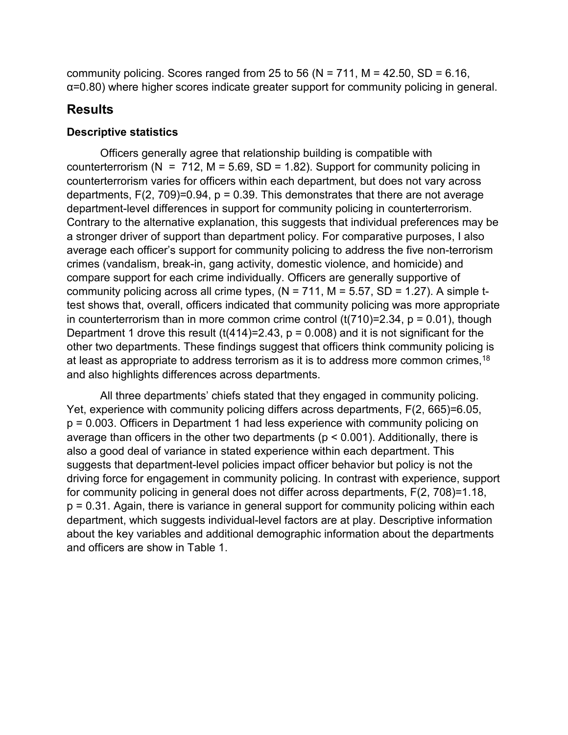community policing. Scores ranged from 25 to 56 ($N = 711$, $M = 42.50$, $SD = 6.16$, $\alpha=0.80$) where higher scores indicate greater support for community policing in general.

## Results

### Descriptive statistics

Officers generally agree that relationship building is compatible with counterterrorism ($N = 712$, $M = 5.69$, $SD = 1.82$). Support for community policing in counterterrorism varies for officers within each department, but does not vary across departments, $F(2, 709)=0.94$, $p = 0.39$. This demonstrates that there are not average department-level differences in support for community policing in counterterrorism. Contrary to the alternative explanation, this suggests that individual preferences may be a stronger driver of support than department policy. For comparative purposes, I also average each officer's support for community policing to address the five non-terrorism crimes (vandalism, break-in, gang activity, domestic violence, and homicide) and compare support for each crime individually. Officers are generally supportive of community policing across all crime types, ($N = 711$, $M = 5.57$, $SD = 1.27$). A simple t-test shows that, overall, officers indicated that community policing was more appropriate in counterterrorism than in more common crime control ($t(710)=2.34$, $p = 0.01$), though Department 1 drove this result ($t(414)=2.43$, $p = 0.008$) and it is not significant for the other two departments. These findings suggest that officers think community policing is at least as appropriate to address terrorism as it is to address more common crimes,[18] and also highlights differences across departments.

All three departments' chiefs stated that they engaged in community policing. Yet, experience with community policing differs across departments, $F(2, 665)=6.05$, $p = 0.003$. Officers in Department 1 had less experience with community policing on average than officers in the other two departments ($p < 0.001$). Additionally, there is also a good deal of variance in stated experience within each department. This suggests that department-level policies impact officer behavior but policy is not the driving force for engagement in community policing. In contrast with experience, support for community policing in general does not differ across departments, $F(2, 708)=1.18$, $p = 0.31$. Again, there is variance in general support for community policing within each department, which suggests individual-level factors are at play. Descriptive information about the key variables and additional demographic information about the departments and officers are show in Table 1.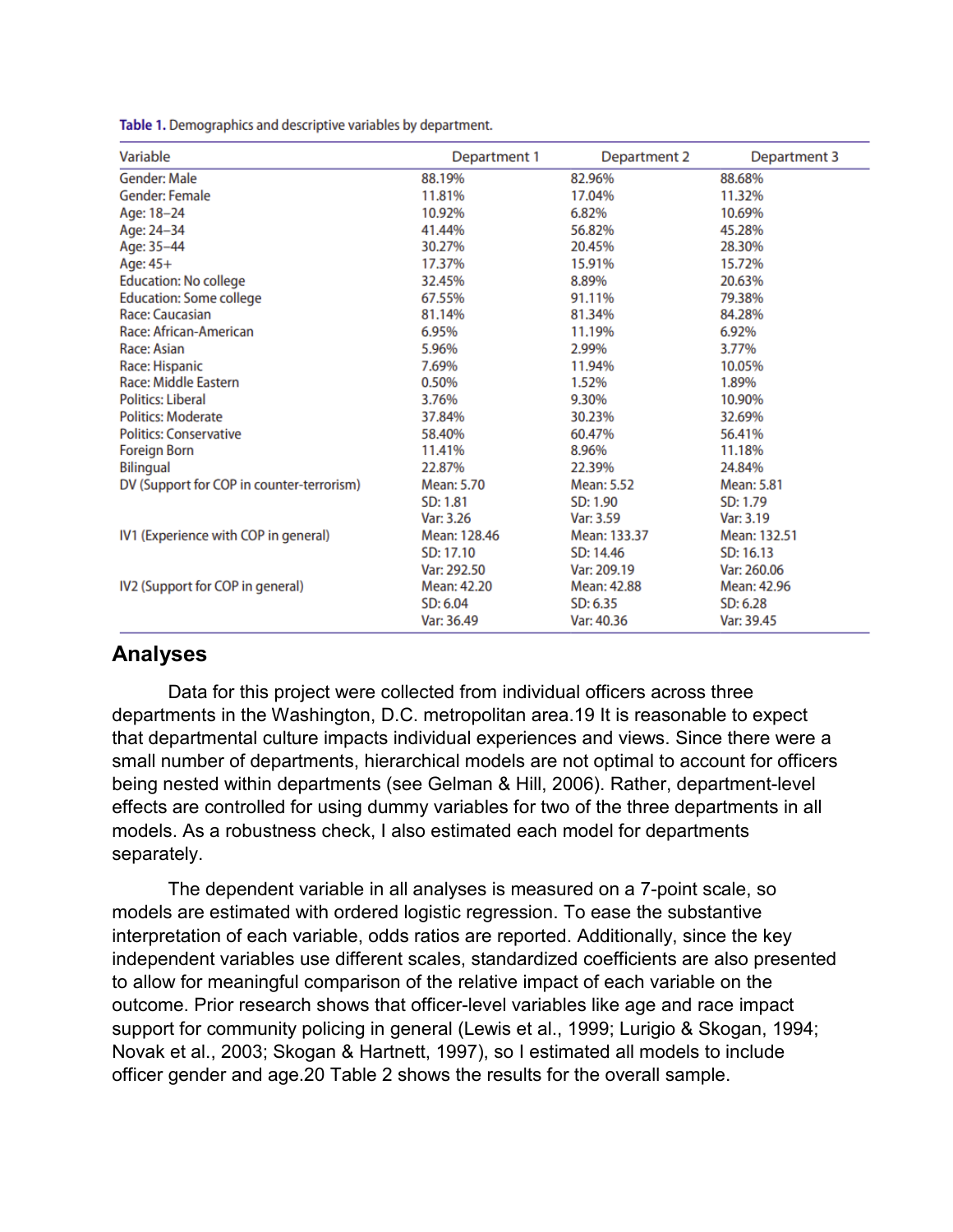**Table 1.** Demographics and descriptive variables by department.

| Variable | Department 1 | Department 2 | Department 3 |
|---|---|---|---|
| Gender: Male | 88.19% | 82.96% | 88.68% |
| Gender: Female | 11.81% | 17.04% | 11.32% |
| Age: 18–24 | 10.92% | 6.82% | 10.69% |
| Age: 24–34 | 41.44% | 56.82% | 45.28% |
| Age: 35–44 | 30.27% | 20.45% | 28.30% |
| Age: 45+ | 17.37% | 15.91% | 15.72% |
| Education: No college | 32.45% | 8.89% | 20.63% |
| Education: Some college | 67.55% | 91.11% | 79.38% |
| Race: Caucasian | 81.14% | 81.34% | 84.28% |
| Race: African-American | 6.95% | 11.19% | 6.92% |
| Race: Asian | 5.96% | 2.99% | 3.77% |
| Race: Hispanic | 7.69% | 11.94% | 10.05% |
| Race: Middle Eastern | 0.50% | 1.52% | 1.89% |
| Politics: Liberal | 3.76% | 9.30% | 10.90% |
| Politics: Moderate | 37.84% | 30.23% | 32.69% |
| Politics: Conservative | 58.40% | 60.47% | 56.41% |
| Foreign Born | 11.41% | 8.96% | 11.18% |
| Bilingual | 22.87% | 22.39% | 24.84% |
| DV (Support for COP in counter-terrorism) | Mean: 5.70 | Mean: 5.52 | Mean: 5.81 |
| | SD: 1.81 | SD: 1.90 | SD: 1.79 |
| | Var: 3.26 | Var: 3.59 | Var: 3.19 |
| IV1 (Experience with COP in general) | Mean: 128.46 | Mean: 133.37 | Mean: 132.51 |
| | SD: 17.10 | SD: 14.46 | SD: 16.13 |
| | Var: 292.50 | Var: 209.19 | Var: 260.06 |
| IV2 (Support for COP in general) | Mean: 42.20 | Mean: 42.88 | Mean: 42.96 |
| | SD: 6.04 | SD: 6.35 | SD: 6.28 |
| | Var: 36.49 | Var: 40.36 | Var: 39.45 |

## Analyses

Data for this project were collected from individual officers across three departments in the Washington, D.C. metropolitan area.[19] It is reasonable to expect that departmental culture impacts individual experiences and views. Since there were a small number of departments, hierarchical models are not optimal to account for officers being nested within departments (see Gelman & Hill, 2006). Rather, department-level effects are controlled for using dummy variables for two of the three departments in all models. As a robustness check, I also estimated each model for departments separately.

The dependent variable in all analyses is measured on a 7-point scale, so models are estimated with ordered logistic regression. To ease the substantive interpretation of each variable, odds ratios are reported. Additionally, since the key independent variables use different scales, standardized coefficients are also presented to allow for meaningful comparison of the relative impact of each variable on the outcome. Prior research shows that officer-level variables like age and race impact support for community policing in general (Lewis et al., 1999; Lurigio & Skogan, 1994; Novak et al., 2003; Skogan & Hartnett, 1997), so I estimated all models to include officer gender and age.[20] Table 2 shows the results for the overall sample.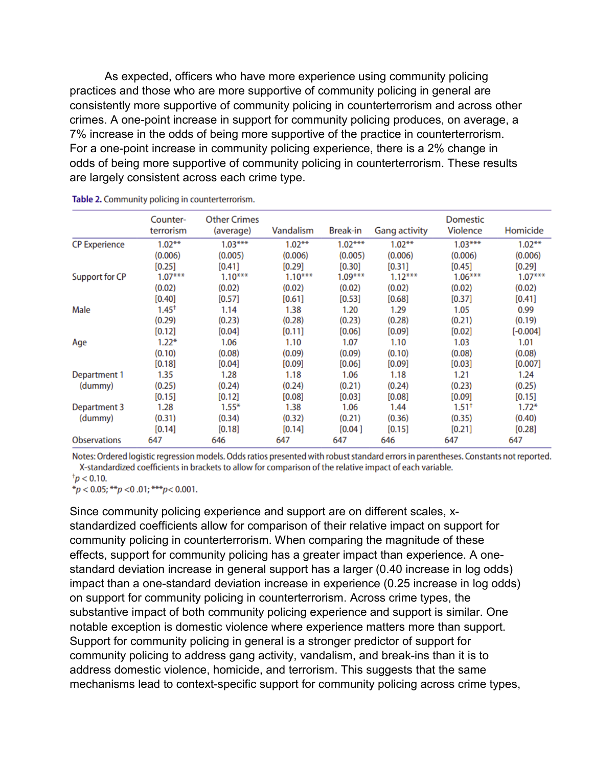As expected, officers who have more experience using community policing practices and those who are more supportive of community policing in general are consistently more supportive of community policing in counterterrorism and across other crimes. A one-point increase in support for community policing produces, on average, a 7% increase in the odds of being more supportive of the practice in counterterrorism. For a one-point increase in community policing experience, there is a 2% change in odds of being more supportive of community policing in counterterrorism. These results are largely consistent across each crime type.

**Table 2.** Community policing in counterterrorism.

| | Counter-terrorism | Other Crimes (average) | Vandalism | Break-in | Gang activity | Domestic Violence | Homicide |
|---|---|---|---|---|---|---|---|
| CP Experience | 1.02** | 1.03*** | 1.02** | 1.02*** | 1.02** | 1.03*** | 1.02** |
| | (0.006) | (0.005) | (0.006) | (0.005) | (0.006) | (0.006) | (0.006) |
| | [0.25] | [0.41] | [0.29] | [0.30] | [0.31] | [0.45] | [0.29] |
| Support for CP | 1.07*** | 1.10*** | 1.10*** | 1.09*** | 1.12*** | 1.06*** | 1.07*** |
| | (0.02) | (0.02) | (0.02) | (0.02) | (0.02) | (0.02) | (0.02) |
| | [0.40] | [0.57] | [0.61] | [0.53] | [0.68] | [0.37] | [0.41] |
| Male | 1.45† | 1.14 | 1.38 | 1.20 | 1.29 | 1.05 | 0.99 |
| | (0.29) | (0.23) | (0.28) | (0.23) | (0.28) | (0.21) | (0.19) |
| | [0.12] | [0.04] | [0.11] | [0.06] | [0.09] | [0.02] | [-0.004] |
| Age | 1.22* | 1.06 | 1.10 | 1.07 | 1.10 | 1.03 | 1.01 |
| | (0.10) | (0.08) | (0.09) | (0.09) | (0.10) | (0.08) | (0.08) |
| | [0.18] | [0.04] | [0.09] | [0.06] | [0.09] | [0.03] | [0.007] |
| Department 1 (dummy) | 1.35 | 1.28 | 1.18 | 1.06 | 1.18 | 1.21 | 1.24 |
| | (0.25) | (0.24) | (0.24) | (0.21) | (0.24) | (0.23) | (0.25) |
| | [0.15] | [0.12] | [0.08] | [0.03] | [0.08] | [0.09] | [0.15] |
| Department 3 (dummy) | 1.28 | 1.55* | 1.38 | 1.06 | 1.44 | 1.51† | 1.72* |
| | (0.31) | (0.34) | (0.32) | (0.21) | (0.36) | (0.35) | (0.40) |
| | [0.14] | [0.18] | [0.14] | [0.04 ] | [0.15] | [0.21] | [0.28] |
| Observations | 647 | 646 | 647 | 647 | 646 | 647 | 647 |

Notes: Ordered logistic regression models. Odds ratios presented with robust standard errors in parentheses. Constants not reported. X-standardized coefficients in brackets to allow for comparison of the relative impact of each variable.
†$p < 0.10$.
*$p < 0.05$; **$p < 0.01$; ***$p < 0.001$.

Since community policing experience and support are on different scales, x-standardized coefficients allow for comparison of their relative impact on support for community policing in counterterrorism. When comparing the magnitude of these effects, support for community policing has a greater impact than experience. A one-standard deviation increase in general support has a larger (0.40 increase in log odds) impact than a one-standard deviation increase in experience (0.25 increase in log odds) on support for community policing in counterterrorism. Across crime types, the substantive impact of both community policing experience and support is similar. One notable exception is domestic violence where experience matters more than support. Support for community policing in general is a stronger predictor of support for community policing to address gang activity, vandalism, and break-ins than it is to address domestic violence, homicide, and terrorism. This suggests that the same mechanisms lead to context-specific support for community policing across crime types,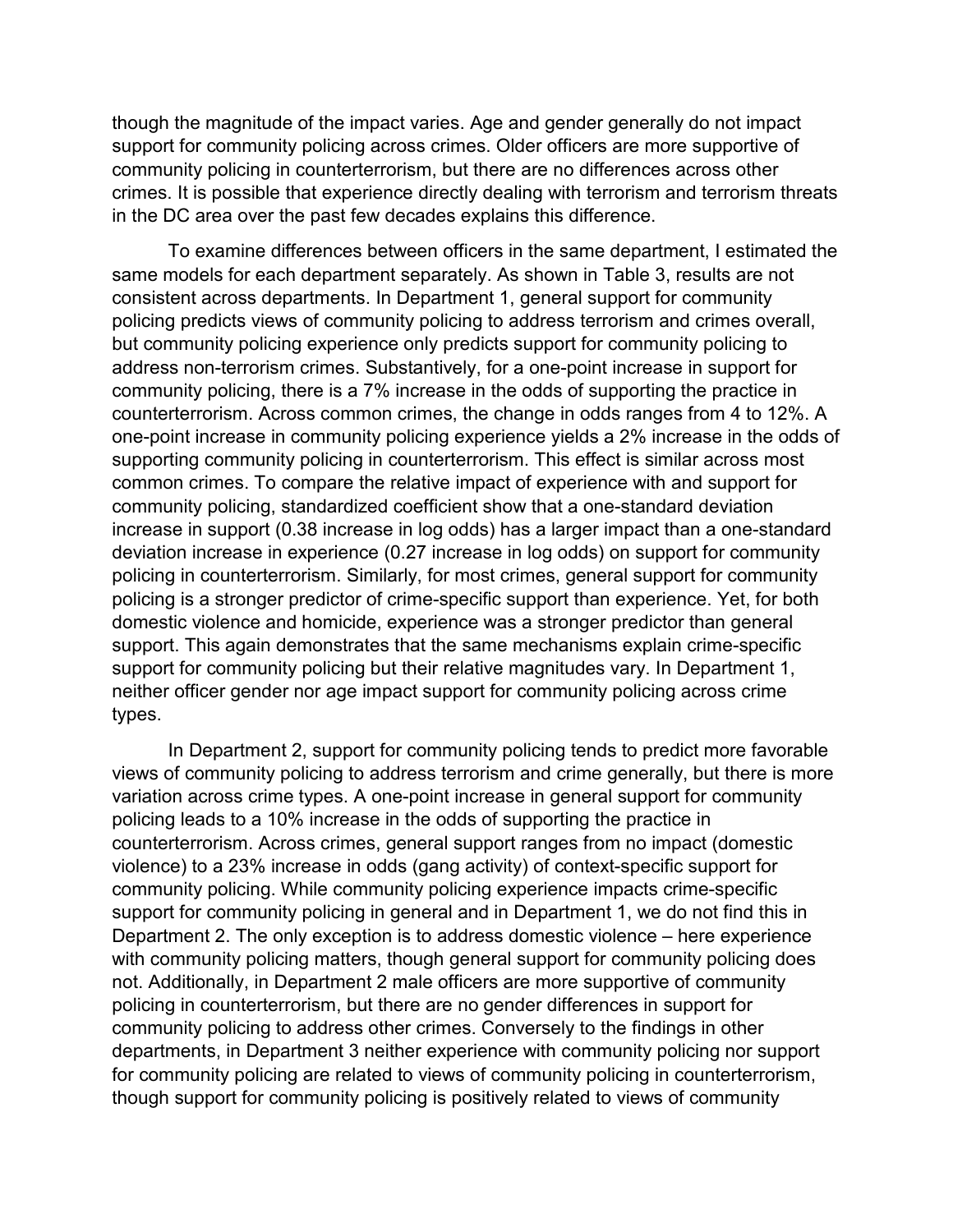though the magnitude of the impact varies. Age and gender generally do not impact support for community policing across crimes. Older officers are more supportive of community policing in counterterrorism, but there are no differences across other crimes. It is possible that experience directly dealing with terrorism and terrorism threats in the DC area over the past few decades explains this difference.

To examine differences between officers in the same department, I estimated the same models for each department separately. As shown in Table 3, results are not consistent across departments. In Department 1, general support for community policing predicts views of community policing to address terrorism and crimes overall, but community policing experience only predicts support for community policing to address non-terrorism crimes. Substantively, for a one-point increase in support for community policing, there is a 7% increase in the odds of supporting the practice in counterterrorism. Across common crimes, the change in odds ranges from 4 to 12%. A one-point increase in community policing experience yields a 2% increase in the odds of supporting community policing in counterterrorism. This effect is similar across most common crimes. To compare the relative impact of experience with and support for community policing, standardized coefficient show that a one-standard deviation increase in support (0.38 increase in log odds) has a larger impact than a one-standard deviation increase in experience (0.27 increase in log odds) on support for community policing in counterterrorism. Similarly, for most crimes, general support for community policing is a stronger predictor of crime-specific support than experience. Yet, for both domestic violence and homicide, experience was a stronger predictor than general support. This again demonstrates that the same mechanisms explain crime-specific support for community policing but their relative magnitudes vary. In Department 1, neither officer gender nor age impact support for community policing across crime types.

In Department 2, support for community policing tends to predict more favorable views of community policing to address terrorism and crime generally, but there is more variation across crime types. A one-point increase in general support for community policing leads to a 10% increase in the odds of supporting the practice in counterterrorism. Across crimes, general support ranges from no impact (domestic violence) to a 23% increase in odds (gang activity) of context-specific support for community policing. While community policing experience impacts crime-specific support for community policing in general and in Department 1, we do not find this in Department 2. The only exception is to address domestic violence – here experience with community policing matters, though general support for community policing does not. Additionally, in Department 2 male officers are more supportive of community policing in counterterrorism, but there are no gender differences in support for community policing to address other crimes. Conversely to the findings in other departments, in Department 3 neither experience with community policing nor support for community policing are related to views of community policing in counterterrorism, though support for community policing is positively related to views of community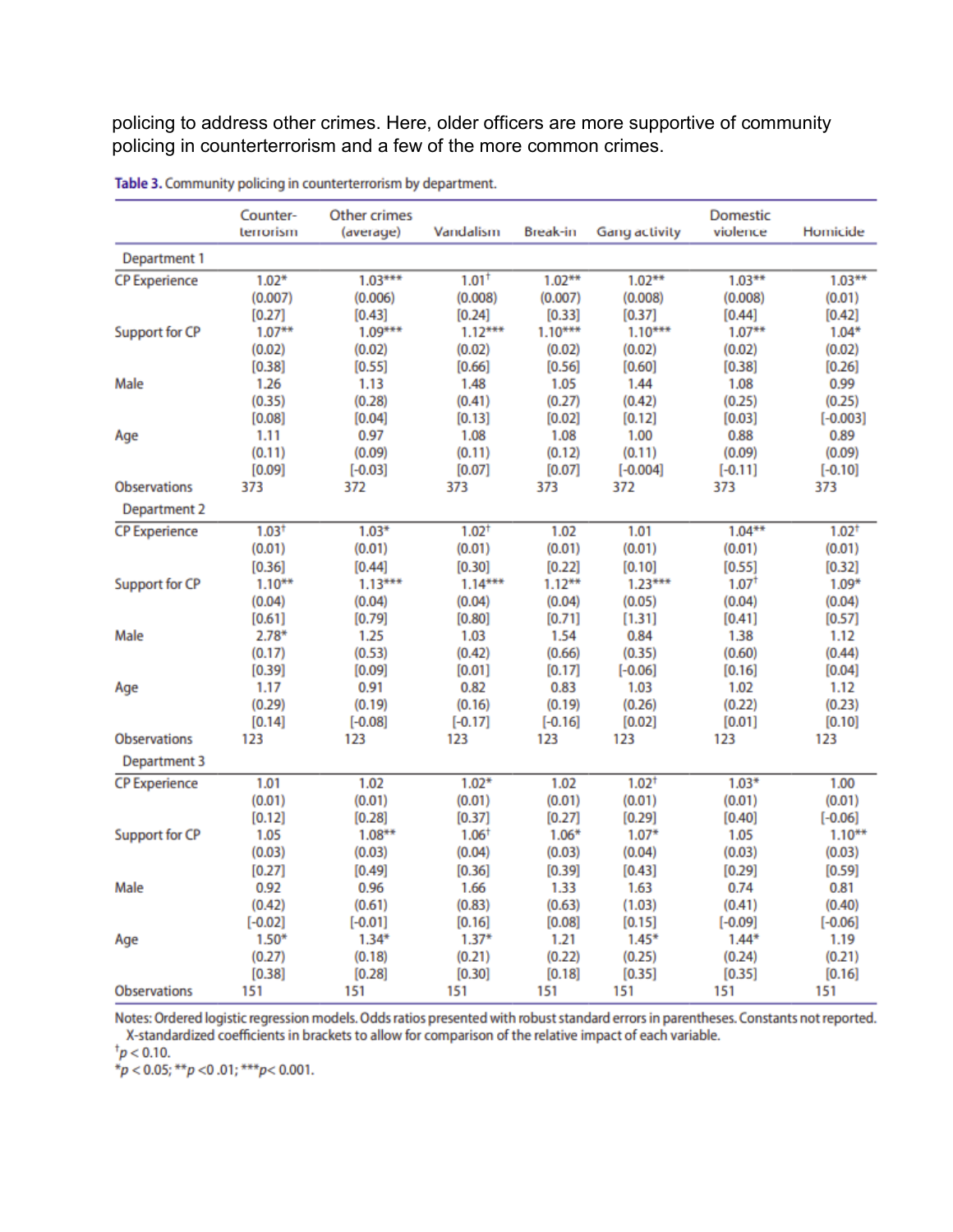policing to address other crimes. Here, older officers are more supportive of community policing in counterterrorism and a few of the more common crimes.

**Table 3.** Community policing in counterterrorism by department.

| | Counter-terrorism | Other crimes (average) | Vandalism | Break-in | Gang activity | Domestic violence | Homicide |
|---|---|---|---|---|---|---|---|
| **Department 1** | | | | | | | |
| CP Experience | 1.02* | 1.03*** | 1.01† | 1.02** | 1.02** | 1.03** | 1.03** |
| | (0.007) | (0.006) | (0.008) | (0.007) | (0.008) | (0.008) | (0.01) |
| | [0.27] | [0.43] | [0.24] | [0.33] | [0.37] | [0.44] | [0.42] |
| Support for CP | 1.07** | 1.09*** | 1.12*** | 1.10*** | 1.10*** | 1.07** | 1.04* |
| | (0.02) | (0.02) | (0.02) | (0.02) | (0.02) | (0.02) | (0.02) |
| | [0.38] | [0.55] | [0.66] | [0.56] | [0.60] | [0.38] | [0.26] |
| Male | 1.26 | 1.13 | 1.48 | 1.05 | 1.44 | 1.08 | 0.99 |
| | (0.35) | (0.28) | (0.41) | (0.27) | (0.42) | (0.25) | (0.25) |
| | [0.08] | [0.04] | [0.13] | [0.02] | [0.12] | [0.03] | [-0.003] |
| Age | 1.11 | 0.97 | 1.08 | 1.08 | 1.00 | 0.88 | 0.89 |
| | (0.11) | (0.09) | (0.11) | (0.12) | (0.11) | (0.09) | (0.09) |
| | [0.09] | [-0.03] | [0.07] | [0.07] | [-0.004] | [-0.11] | [-0.10] |
| Observations | 373 | 372 | 373 | 373 | 372 | 373 | 373 |
| **Department 2** | | | | | | | |
| CP Experience | 1.03† | 1.03* | 1.02† | 1.02 | 1.01 | 1.04** | 1.02† |
| | (0.01) | (0.01) | (0.01) | (0.01) | (0.01) | (0.01) | (0.01) |
| | [0.36] | [0.44] | [0.30] | [0.22] | [0.10] | [0.55] | [0.32] |
| Support for CP | 1.10** | 1.13*** | 1.14*** | 1.12** | 1.23*** | 1.07† | 1.09* |
| | (0.04) | (0.04) | (0.04) | (0.04) | (0.05) | (0.04) | (0.04) |
| | [0.61] | [0.79] | [0.80] | [0.71] | [1.31] | [0.41] | [0.57] |
| Male | 2.78* | 1.25 | 1.03 | 1.54 | 0.84 | 1.38 | 1.12 |
| | (0.17) | (0.53) | (0.42) | (0.66) | (0.35) | (0.60) | (0.44) |
| | [0.39] | [0.09] | [0.01] | [0.17] | [-0.06] | [0.16] | [0.04] |
| Age | 1.17 | 0.91 | 0.82 | 0.83 | 1.03 | 1.02 | 1.12 |
| | (0.29) | (0.19) | (0.16) | (0.19) | (0.26) | (0.22) | (0.23) |
| | [0.14] | [-0.08] | [-0.17] | [-0.16] | [0.02] | [0.01] | [0.10] |
| Observations | 123 | 123 | 123 | 123 | 123 | 123 | 123 |
| **Department 3** | | | | | | | |
| CP Experience | 1.01 | 1.02 | 1.02* | 1.02 | 1.02† | 1.03* | 1.00 |
| | (0.01) | (0.01) | (0.01) | (0.01) | (0.01) | (0.01) | (0.01) |
| | [0.12] | [0.28] | [0.37] | [0.27] | [0.29] | [0.40] | [-0.06] |
| Support for CP | 1.05 | 1.08** | 1.06† | 1.06* | 1.07* | 1.05 | 1.10** |
| | (0.03) | (0.03) | (0.04) | (0.03) | (0.04) | (0.03) | (0.03) |
| | [0.27] | [0.49] | [0.36] | [0.39] | [0.43] | [0.29] | [0.59] |
| Male | 0.92 | 0.96 | 1.66 | 1.33 | 1.63 | 0.74 | 0.81 |
| | (0.42) | (0.61) | (0.83) | (0.63) | (1.03) | (0.41) | (0.40) |
| | [-0.02] | [-0.01] | [0.16] | [0.08] | [0.15] | [-0.09] | [-0.06] |
| Age | 1.50* | 1.34* | 1.37* | 1.21 | 1.45* | 1.44* | 1.19 |
| | (0.27) | (0.18) | (0.21) | (0.22) | (0.25) | (0.24) | (0.21) |
| | [0.38] | [0.28] | [0.30] | [0.18] | [0.35] | [0.35] | [0.16] |
| Observations | 151 | 151 | 151 | 151 | 151 | 151 | 151 |

Notes: Ordered logistic regression models. Odds ratios presented with robust standard errors in parentheses. Constants not reported. X-standardized coefficients in brackets to allow for comparison of the relative impact of each variable.
†$p < 0.10$.
*$p < 0.05$; **$p < 0.01$; ***$p < 0.001$.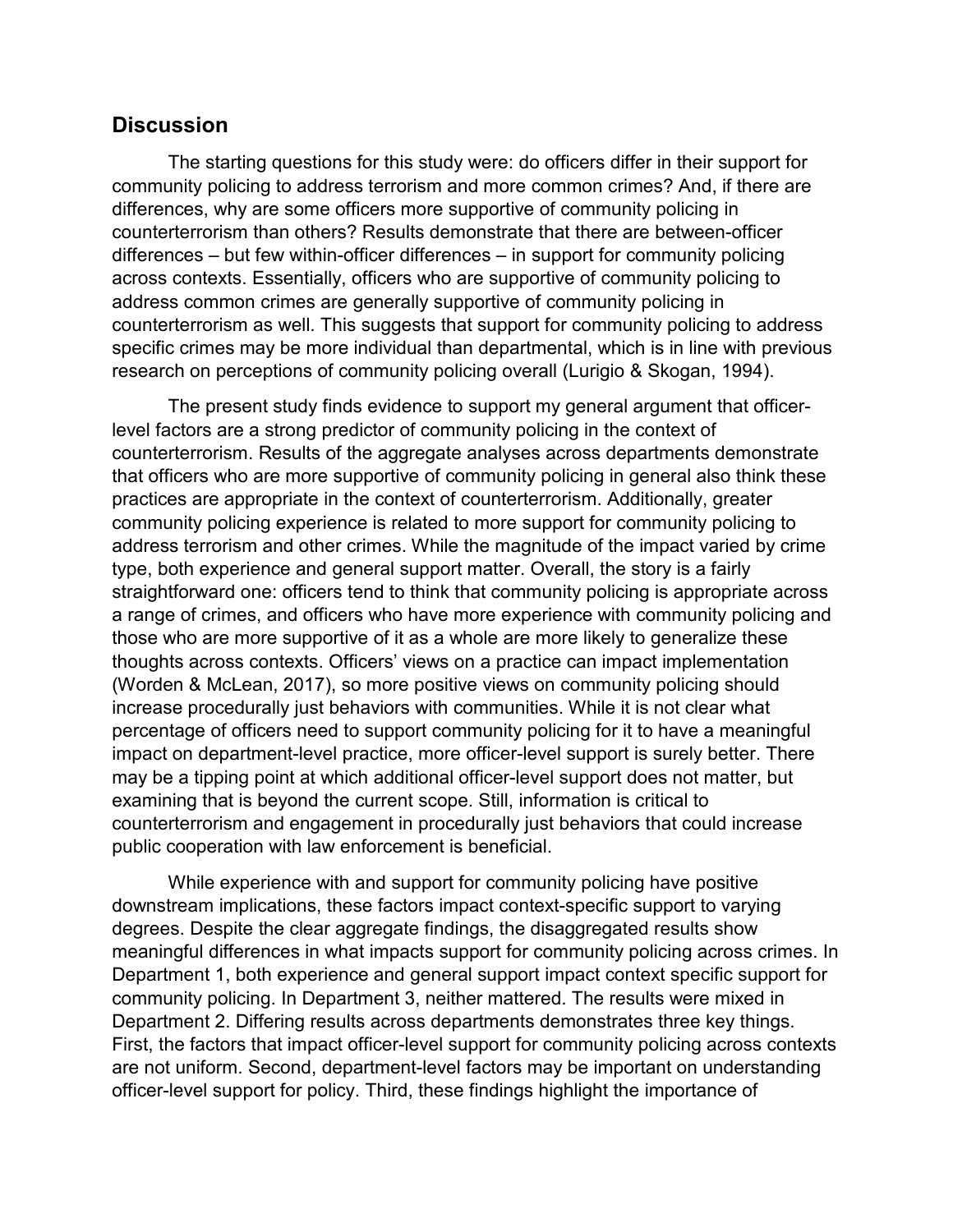## Discussion

The starting questions for this study were: do officers differ in their support for community policing to address terrorism and more common crimes? And, if there are differences, why are some officers more supportive of community policing in counterterrorism than others? Results demonstrate that there are between-officer differences – but few within-officer differences – in support for community policing across contexts. Essentially, officers who are supportive of community policing to address common crimes are generally supportive of community policing in counterterrorism as well. This suggests that support for community policing to address specific crimes may be more individual than departmental, which is in line with previous research on perceptions of community policing overall (Lurigio & Skogan, 1994).

The present study finds evidence to support my general argument that officer-level factors are a strong predictor of community policing in the context of counterterrorism. Results of the aggregate analyses across departments demonstrate that officers who are more supportive of community policing in general also think these practices are appropriate in the context of counterterrorism. Additionally, greater community policing experience is related to more support for community policing to address terrorism and other crimes. While the magnitude of the impact varied by crime type, both experience and general support matter. Overall, the story is a fairly straightforward one: officers tend to think that community policing is appropriate across a range of crimes, and officers who have more experience with community policing and those who are more supportive of it as a whole are more likely to generalize these thoughts across contexts. Officers' views on a practice can impact implementation (Worden & McLean, 2017), so more positive views on community policing should increase procedurally just behaviors with communities. While it is not clear what percentage of officers need to support community policing for it to have a meaningful impact on department-level practice, more officer-level support is surely better. There may be a tipping point at which additional officer-level support does not matter, but examining that is beyond the current scope. Still, information is critical to counterterrorism and engagement in procedurally just behaviors that could increase public cooperation with law enforcement is beneficial.

While experience with and support for community policing have positive downstream implications, these factors impact context-specific support to varying degrees. Despite the clear aggregate findings, the disaggregated results show meaningful differences in what impacts support for community policing across crimes. In Department 1, both experience and general support impact context specific support for community policing. In Department 3, neither mattered. The results were mixed in Department 2. Differing results across departments demonstrates three key things. First, the factors that impact officer-level support for community policing across contexts are not uniform. Second, department-level factors may be important on understanding officer-level support for policy. Third, these findings highlight the importance of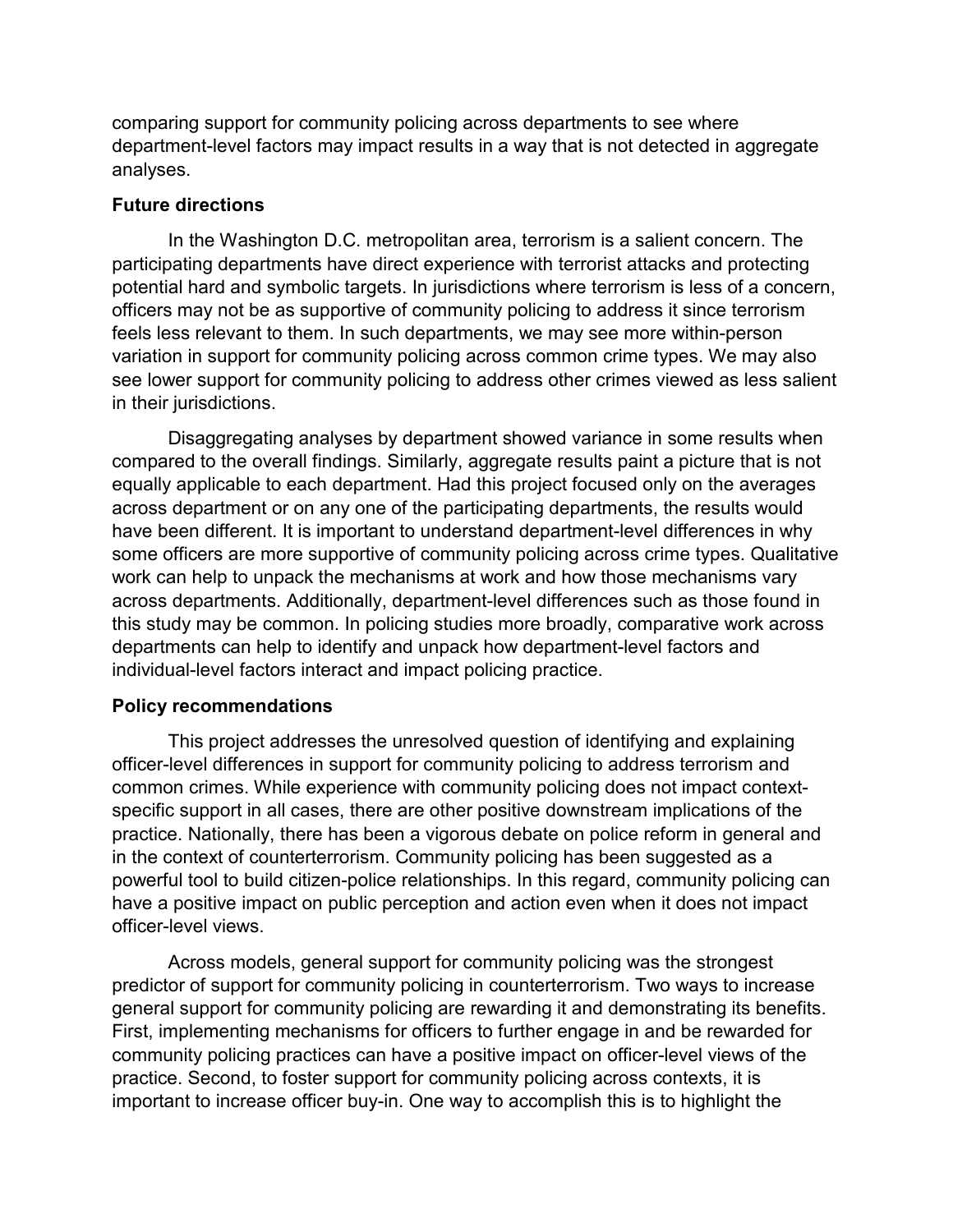comparing support for community policing across departments to see where department-level factors may impact results in a way that is not detected in aggregate analyses.

### Future directions

In the Washington D.C. metropolitan area, terrorism is a salient concern. The participating departments have direct experience with terrorist attacks and protecting potential hard and symbolic targets. In jurisdictions where terrorism is less of a concern, officers may not be as supportive of community policing to address it since terrorism feels less relevant to them. In such departments, we may see more within-person variation in support for community policing across common crime types. We may also see lower support for community policing to address other crimes viewed as less salient in their jurisdictions.

Disaggregating analyses by department showed variance in some results when compared to the overall findings. Similarly, aggregate results paint a picture that is not equally applicable to each department. Had this project focused only on the averages across department or on any one of the participating departments, the results would have been different. It is important to understand department-level differences in why some officers are more supportive of community policing across crime types. Qualitative work can help to unpack the mechanisms at work and how those mechanisms vary across departments. Additionally, department-level differences such as those found in this study may be common. In policing studies more broadly, comparative work across departments can help to identify and unpack how department-level factors and individual-level factors interact and impact policing practice.

### Policy recommendations

This project addresses the unresolved question of identifying and explaining officer-level differences in support for community policing to address terrorism and common crimes. While experience with community policing does not impact context-specific support in all cases, there are other positive downstream implications of the practice. Nationally, there has been a vigorous debate on police reform in general and in the context of counterterrorism. Community policing has been suggested as a powerful tool to build citizen-police relationships. In this regard, community policing can have a positive impact on public perception and action even when it does not impact officer-level views.

Across models, general support for community policing was the strongest predictor of support for community policing in counterterrorism. Two ways to increase general support for community policing are rewarding it and demonstrating its benefits. First, implementing mechanisms for officers to further engage in and be rewarded for community policing practices can have a positive impact on officer-level views of the practice. Second, to foster support for community policing across contexts, it is important to increase officer buy-in. One way to accomplish this is to highlight the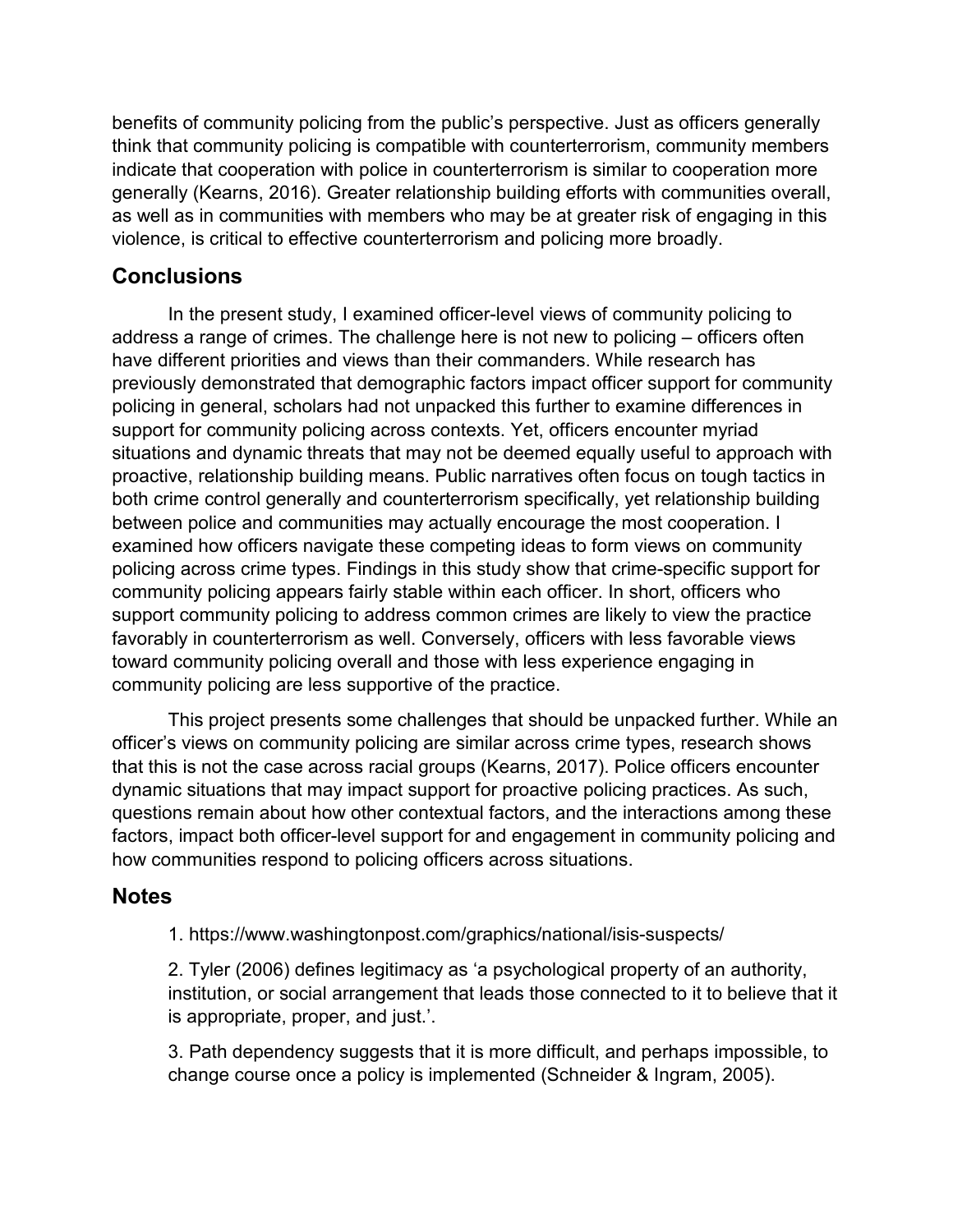benefits of community policing from the public's perspective. Just as officers generally think that community policing is compatible with counterterrorism, community members indicate that cooperation with police in counterterrorism is similar to cooperation more generally (Kearns, 2016). Greater relationship building efforts with communities overall, as well as in communities with members who may be at greater risk of engaging in this violence, is critical to effective counterterrorism and policing more broadly.

## Conclusions

In the present study, I examined officer-level views of community policing to address a range of crimes. The challenge here is not new to policing – officers often have different priorities and views than their commanders. While research has previously demonstrated that demographic factors impact officer support for community policing in general, scholars had not unpacked this further to examine differences in support for community policing across contexts. Yet, officers encounter myriad situations and dynamic threats that may not be deemed equally useful to approach with proactive, relationship building means. Public narratives often focus on tough tactics in both crime control generally and counterterrorism specifically, yet relationship building between police and communities may actually encourage the most cooperation. I examined how officers navigate these competing ideas to form views on community policing across crime types. Findings in this study show that crime-specific support for community policing appears fairly stable within each officer. In short, officers who support community policing to address common crimes are likely to view the practice favorably in counterterrorism as well. Conversely, officers with less favorable views toward community policing overall and those with less experience engaging in community policing are less supportive of the practice.

This project presents some challenges that should be unpacked further. While an officer's views on community policing are similar across crime types, research shows that this is not the case across racial groups (Kearns, 2017). Police officers encounter dynamic situations that may impact support for proactive policing practices. As such, questions remain about how other contextual factors, and the interactions among these factors, impact both officer-level support for and engagement in community policing and how communities respond to policing officers across situations.

## Notes

1. https://www.washingtonpost.com/graphics/national/isis-suspects/

2. Tyler (2006) defines legitimacy as 'a psychological property of an authority, institution, or social arrangement that leads those connected to it to believe that it is appropriate, proper, and just.'.

3. Path dependency suggests that it is more difficult, and perhaps impossible, to change course once a policy is implemented (Schneider & Ingram, 2005).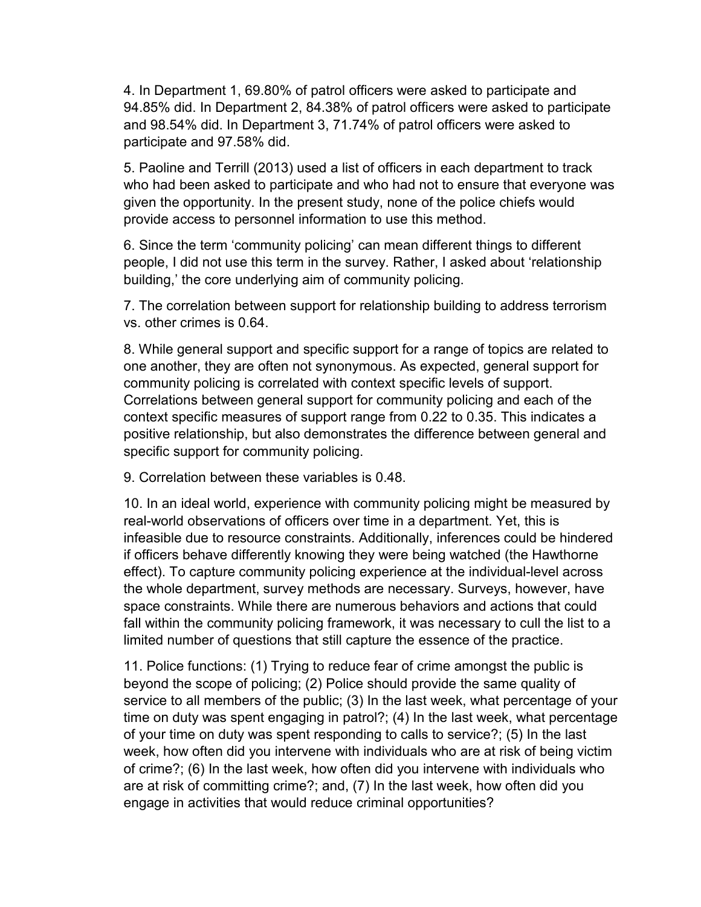4. In Department 1, 69.80% of patrol officers were asked to participate and 94.85% did. In Department 2, 84.38% of patrol officers were asked to participate and 98.54% did. In Department 3, 71.74% of patrol officers were asked to participate and 97.58% did.

5. Paoline and Terrill (2013) used a list of officers in each department to track who had been asked to participate and who had not to ensure that everyone was given the opportunity. In the present study, none of the police chiefs would provide access to personnel information to use this method.

6. Since the term 'community policing' can mean different things to different people, I did not use this term in the survey. Rather, I asked about 'relationship building,' the core underlying aim of community policing.

7. The correlation between support for relationship building to address terrorism vs. other crimes is 0.64.

8. While general support and specific support for a range of topics are related to one another, they are often not synonymous. As expected, general support for community policing is correlated with context specific levels of support. Correlations between general support for community policing and each of the context specific measures of support range from 0.22 to 0.35. This indicates a positive relationship, but also demonstrates the difference between general and specific support for community policing.

9. Correlation between these variables is 0.48.

10. In an ideal world, experience with community policing might be measured by real-world observations of officers over time in a department. Yet, this is infeasible due to resource constraints. Additionally, inferences could be hindered if officers behave differently knowing they were being watched (the Hawthorne effect). To capture community policing experience at the individual-level across the whole department, survey methods are necessary. Surveys, however, have space constraints. While there are numerous behaviors and actions that could fall within the community policing framework, it was necessary to cull the list to a limited number of questions that still capture the essence of the practice.

11. Police functions: (1) Trying to reduce fear of crime amongst the public is beyond the scope of policing; (2) Police should provide the same quality of service to all members of the public; (3) In the last week, what percentage of your time on duty was spent engaging in patrol?; (4) In the last week, what percentage of your time on duty was spent responding to calls to service?; (5) In the last week, how often did you intervene with individuals who are at risk of being victim of crime?; (6) In the last week, how often did you intervene with individuals who are at risk of committing crime?; and, (7) In the last week, how often did you engage in activities that would reduce criminal opportunities?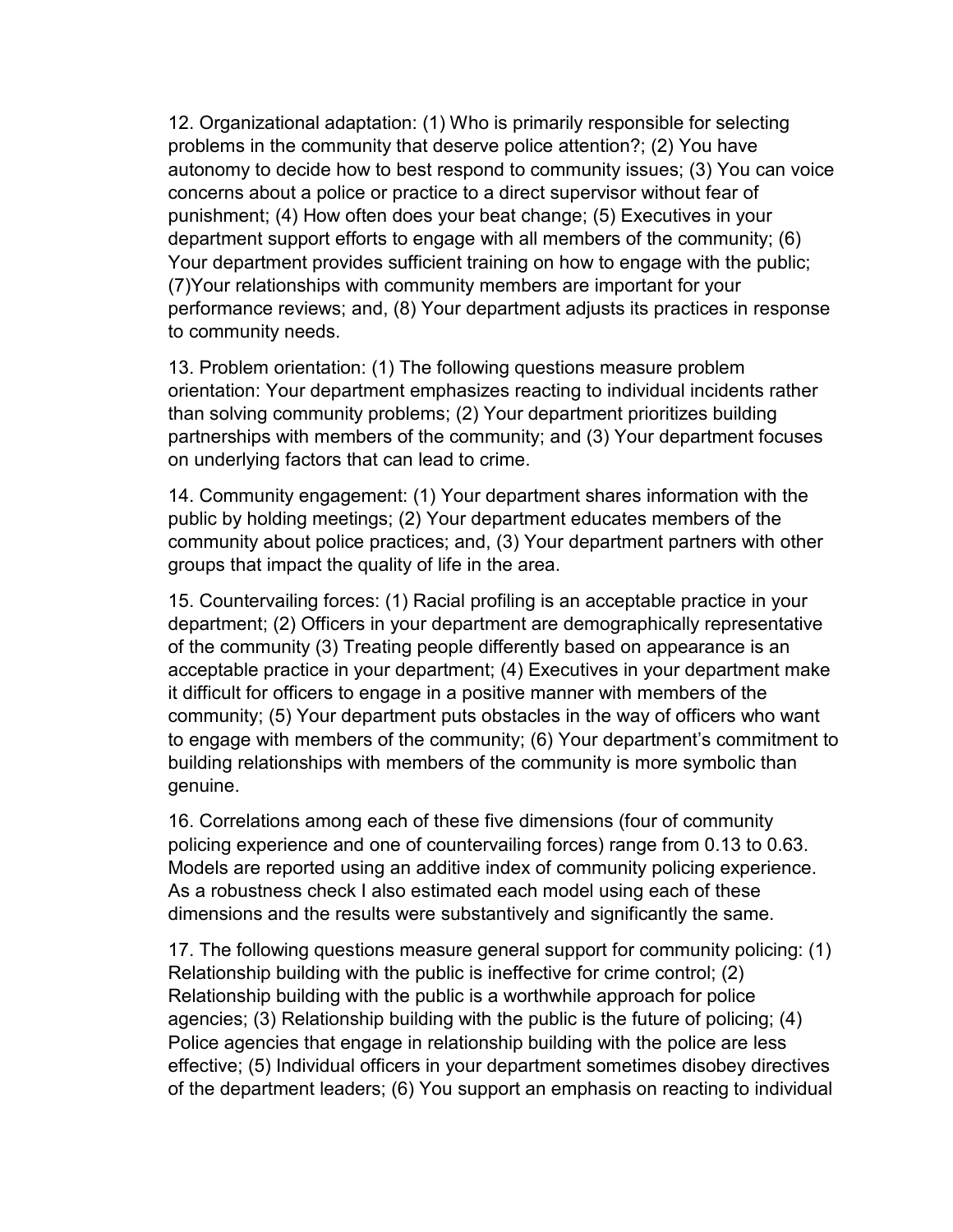12. Organizational adaptation: (1) Who is primarily responsible for selecting problems in the community that deserve police attention?; (2) You have autonomy to decide how to best respond to community issues; (3) You can voice concerns about a police or practice to a direct supervisor without fear of punishment; (4) How often does your beat change; (5) Executives in your department support efforts to engage with all members of the community; (6) Your department provides sufficient training on how to engage with the public; (7)Your relationships with community members are important for your performance reviews; and, (8) Your department adjusts its practices in response to community needs.

13. Problem orientation: (1) The following questions measure problem orientation: Your department emphasizes reacting to individual incidents rather than solving community problems; (2) Your department prioritizes building partnerships with members of the community; and (3) Your department focuses on underlying factors that can lead to crime.

14. Community engagement: (1) Your department shares information with the public by holding meetings; (2) Your department educates members of the community about police practices; and, (3) Your department partners with other groups that impact the quality of life in the area.

15. Countervailing forces: (1) Racial profiling is an acceptable practice in your department; (2) Officers in your department are demographically representative of the community (3) Treating people differently based on appearance is an acceptable practice in your department; (4) Executives in your department make it difficult for officers to engage in a positive manner with members of the community; (5) Your department puts obstacles in the way of officers who want to engage with members of the community; (6) Your department's commitment to building relationships with members of the community is more symbolic than genuine.

16. Correlations among each of these five dimensions (four of community policing experience and one of countervailing forces) range from 0.13 to 0.63. Models are reported using an additive index of community policing experience. As a robustness check I also estimated each model using each of these dimensions and the results were substantively and significantly the same.

17. The following questions measure general support for community policing: (1) Relationship building with the public is ineffective for crime control; (2) Relationship building with the public is a worthwhile approach for police agencies; (3) Relationship building with the public is the future of policing; (4) Police agencies that engage in relationship building with the police are less effective; (5) Individual officers in your department sometimes disobey directives of the department leaders; (6) You support an emphasis on reacting to individual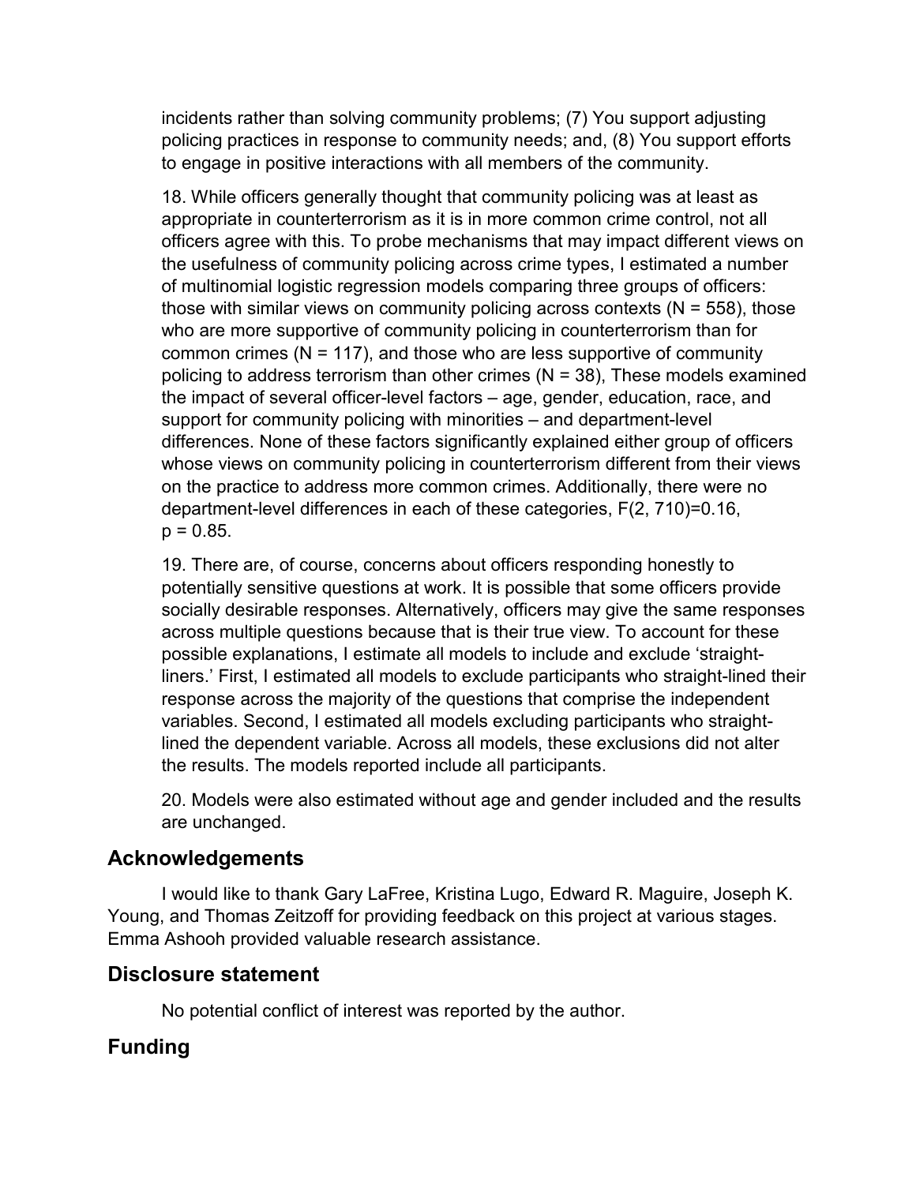incidents rather than solving community problems; (7) You support adjusting policing practices in response to community needs; and, (8) You support efforts to engage in positive interactions with all members of the community.

18. While officers generally thought that community policing was at least as appropriate in counterterrorism as it is in more common crime control, not all officers agree with this. To probe mechanisms that may impact different views on the usefulness of community policing across crime types, I estimated a number of multinomial logistic regression models comparing three groups of officers: those with similar views on community policing across contexts ($N = 558$), those who are more supportive of community policing in counterterrorism than for common crimes ($N = 117$), and those who are less supportive of community policing to address terrorism than other crimes ($N = 38$), These models examined the impact of several officer-level factors – age, gender, education, race, and support for community policing with minorities – and department-level differences. None of these factors significantly explained either group of officers whose views on community policing in counterterrorism different from their views on the practice to address more common crimes. Additionally, there were no department-level differences in each of these categories, $F(2, 710)=0.16$, $p = 0.85$.

19. There are, of course, concerns about officers responding honestly to potentially sensitive questions at work. It is possible that some officers provide socially desirable responses. Alternatively, officers may give the same responses across multiple questions because that is their true view. To account for these possible explanations, I estimate all models to include and exclude 'straight-liners.' First, I estimated all models to exclude participants who straight-lined their response across the majority of the questions that comprise the independent variables. Second, I estimated all models excluding participants who straight-lined the dependent variable. Across all models, these exclusions did not alter the results. The models reported include all participants.

20. Models were also estimated without age and gender included and the results are unchanged.

## Acknowledgements

I would like to thank Gary LaFree, Kristina Lugo, Edward R. Maguire, Joseph K. Young, and Thomas Zeitzoff for providing feedback on this project at various stages. Emma Ashooh provided valuable research assistance.

## Disclosure statement

No potential conflict of interest was reported by the author.

## Funding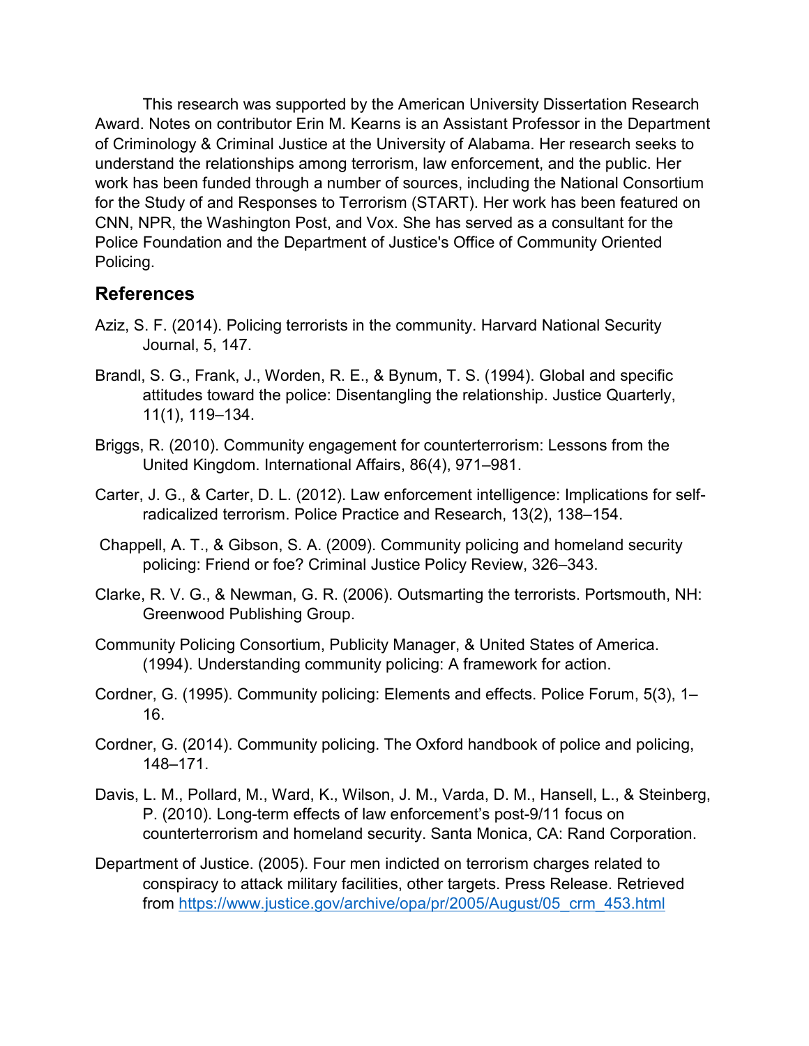This research was supported by the American University Dissertation Research Award. Notes on contributor Erin M. Kearns is an Assistant Professor in the Department of Criminology & Criminal Justice at the University of Alabama. Her research seeks to understand the relationships among terrorism, law enforcement, and the public. Her work has been funded through a number of sources, including the National Consortium for the Study of and Responses to Terrorism (START). Her work has been featured on CNN, NPR, the Washington Post, and Vox. She has served as a consultant for the Police Foundation and the Department of Justice's Office of Community Oriented Policing.

## References

Aziz, S. F. (2014). Policing terrorists in the community. Harvard National Security Journal, 5, 147.

Brandl, S. G., Frank, J., Worden, R. E., & Bynum, T. S. (1994). Global and specific attitudes toward the police: Disentangling the relationship. Justice Quarterly, 11(1), 119–134.

Briggs, R. (2010). Community engagement for counterterrorism: Lessons from the United Kingdom. International Affairs, 86(4), 971–981.

Carter, J. G., & Carter, D. L. (2012). Law enforcement intelligence: Implications for self-radicalized terrorism. Police Practice and Research, 13(2), 138–154.

Chappell, A. T., & Gibson, S. A. (2009). Community policing and homeland security policing: Friend or foe? Criminal Justice Policy Review, 326–343.

Clarke, R. V. G., & Newman, G. R. (2006). Outsmarting the terrorists. Portsmouth, NH: Greenwood Publishing Group.

Community Policing Consortium, Publicity Manager, & United States of America. (1994). Understanding community policing: A framework for action.

Cordner, G. (1995). Community policing: Elements and effects. Police Forum, 5(3), 1–16.

Cordner, G. (2014). Community policing. The Oxford handbook of police and policing, 148–171.

Davis, L. M., Pollard, M., Ward, K., Wilson, J. M., Varda, D. M., Hansell, L., & Steinberg, P. (2010). Long-term effects of law enforcement's post-9/11 focus on counterterrorism and homeland security. Santa Monica, CA: Rand Corporation.

Department of Justice. (2005). Four men indicted on terrorism charges related to conspiracy to attack military facilities, other targets. Press Release. Retrieved from https://www.justice.gov/archive/opa/pr/2005/August/05_crm_453.html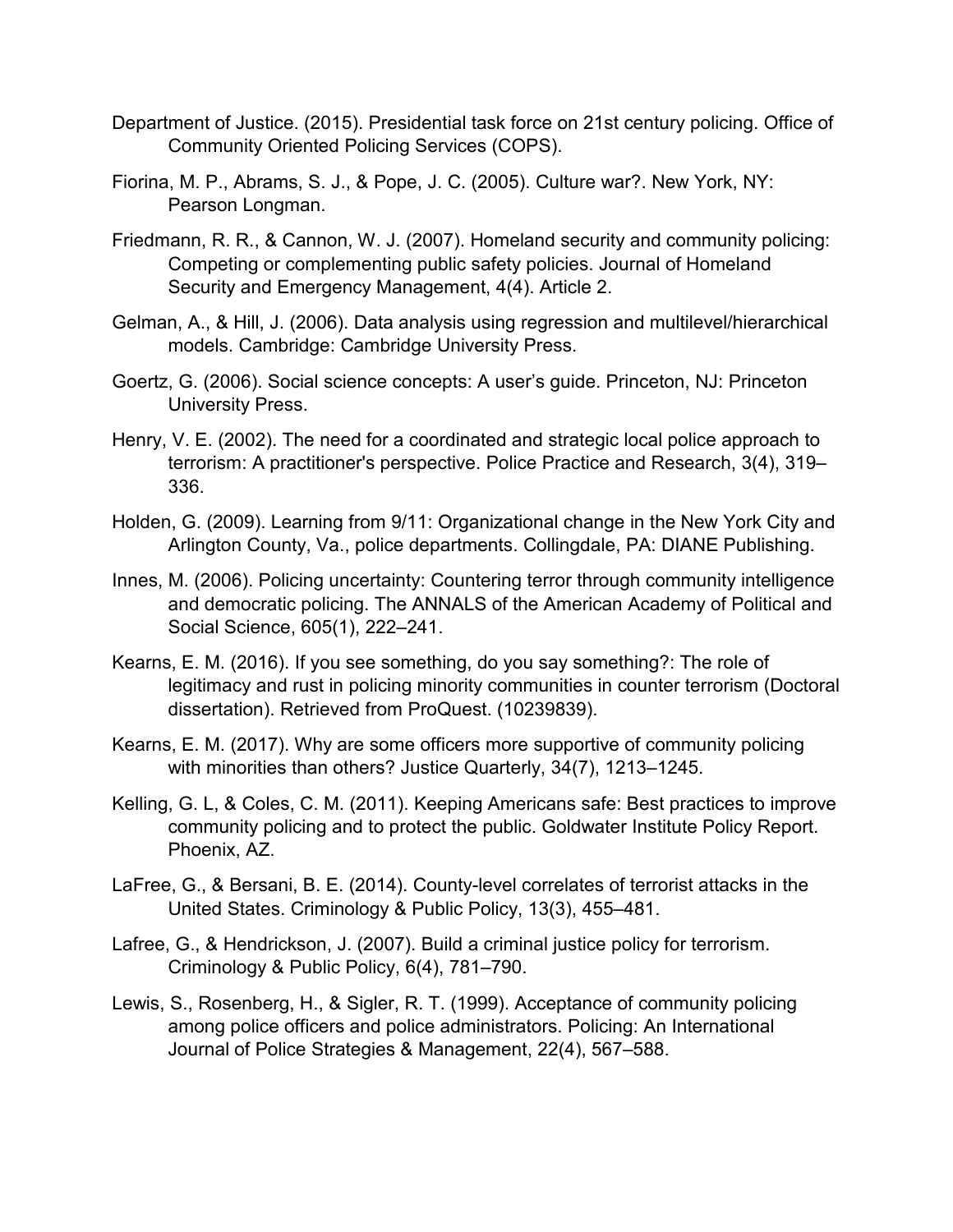Department of Justice. (2015). Presidential task force on 21st century policing. Office of Community Oriented Policing Services (COPS).

Fiorina, M. P., Abrams, S. J., & Pope, J. C. (2005). Culture war?. New York, NY: Pearson Longman.

Friedmann, R. R., & Cannon, W. J. (2007). Homeland security and community policing: Competing or complementing public safety policies. Journal of Homeland Security and Emergency Management, 4(4). Article 2.

Gelman, A., & Hill, J. (2006). Data analysis using regression and multilevel/hierarchical models. Cambridge: Cambridge University Press.

Goertz, G. (2006). Social science concepts: A user's guide. Princeton, NJ: Princeton University Press.

Henry, V. E. (2002). The need for a coordinated and strategic local police approach to terrorism: A practitioner's perspective. Police Practice and Research, 3(4), 319–336.

Holden, G. (2009). Learning from 9/11: Organizational change in the New York City and Arlington County, Va., police departments. Collingdale, PA: DIANE Publishing.

Innes, M. (2006). Policing uncertainty: Countering terror through community intelligence and democratic policing. The ANNALS of the American Academy of Political and Social Science, 605(1), 222–241.

Kearns, E. M. (2016). If you see something, do you say something?: The role of legitimacy and rust in policing minority communities in counter terrorism (Doctoral dissertation). Retrieved from ProQuest. (10239839).

Kearns, E. M. (2017). Why are some officers more supportive of community policing with minorities than others? Justice Quarterly, 34(7), 1213–1245.

Kelling, G. L, & Coles, C. M. (2011). Keeping Americans safe: Best practices to improve community policing and to protect the public. Goldwater Institute Policy Report. Phoenix, AZ.

LaFree, G., & Bersani, B. E. (2014). County-level correlates of terrorist attacks in the United States. Criminology & Public Policy, 13(3), 455–481.

Lafree, G., & Hendrickson, J. (2007). Build a criminal justice policy for terrorism. Criminology & Public Policy, 6(4), 781–790.

Lewis, S., Rosenberg, H., & Sigler, R. T. (1999). Acceptance of community policing among police officers and police administrators. Policing: An International Journal of Police Strategies & Management, 22(4), 567–588.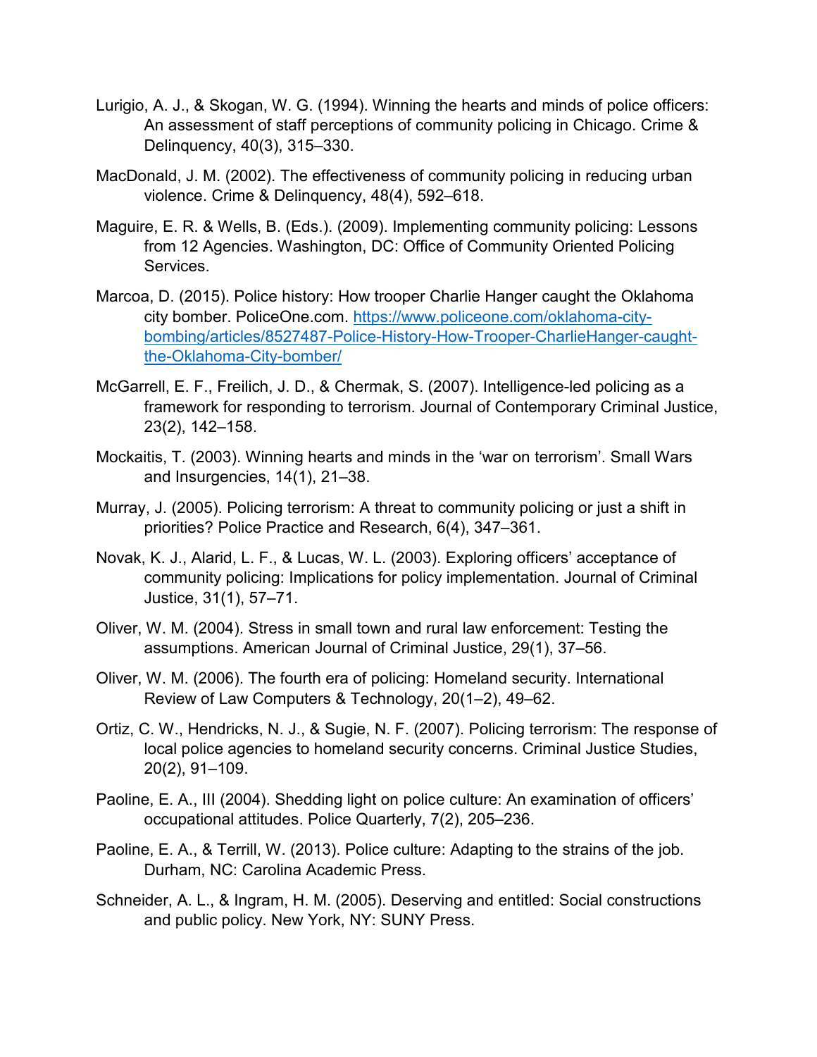Lurigio, A. J., & Skogan, W. G. (1994). Winning the hearts and minds of police officers: An assessment of staff perceptions of community policing in Chicago. Crime & Delinquency, 40(3), 315–330.

MacDonald, J. M. (2002). The effectiveness of community policing in reducing urban violence. Crime & Delinquency, 48(4), 592–618.

Maguire, E. R. & Wells, B. (Eds.). (2009). Implementing community policing: Lessons from 12 Agencies. Washington, DC: Office of Community Oriented Policing Services.

Marcoa, D. (2015). Police history: How trooper Charlie Hanger caught the Oklahoma city bomber. PoliceOne.com. https://www.policeone.com/oklahoma-city-bombing/articles/8527487-Police-History-How-Trooper-CharlieHanger-caught-the-Oklahoma-City-bomber/

McGarrell, E. F., Freilich, J. D., & Chermak, S. (2007). Intelligence-led policing as a framework for responding to terrorism. Journal of Contemporary Criminal Justice, 23(2), 142–158.

Mockaitis, T. (2003). Winning hearts and minds in the 'war on terrorism'. Small Wars and Insurgencies, 14(1), 21–38.

Murray, J. (2005). Policing terrorism: A threat to community policing or just a shift in priorities? Police Practice and Research, 6(4), 347–361.

Novak, K. J., Alarid, L. F., & Lucas, W. L. (2003). Exploring officers' acceptance of community policing: Implications for policy implementation. Journal of Criminal Justice, 31(1), 57–71.

Oliver, W. M. (2004). Stress in small town and rural law enforcement: Testing the assumptions. American Journal of Criminal Justice, 29(1), 37–56.

Oliver, W. M. (2006). The fourth era of policing: Homeland security. International Review of Law Computers & Technology, 20(1–2), 49–62.

Ortiz, C. W., Hendricks, N. J., & Sugie, N. F. (2007). Policing terrorism: The response of local police agencies to homeland security concerns. Criminal Justice Studies, 20(2), 91–109.

Paoline, E. A., III (2004). Shedding light on police culture: An examination of officers' occupational attitudes. Police Quarterly, 7(2), 205–236.

Paoline, E. A., & Terrill, W. (2013). Police culture: Adapting to the strains of the job. Durham, NC: Carolina Academic Press.

Schneider, A. L., & Ingram, H. M. (2005). Deserving and entitled: Social constructions and public policy. New York, NY: SUNY Press.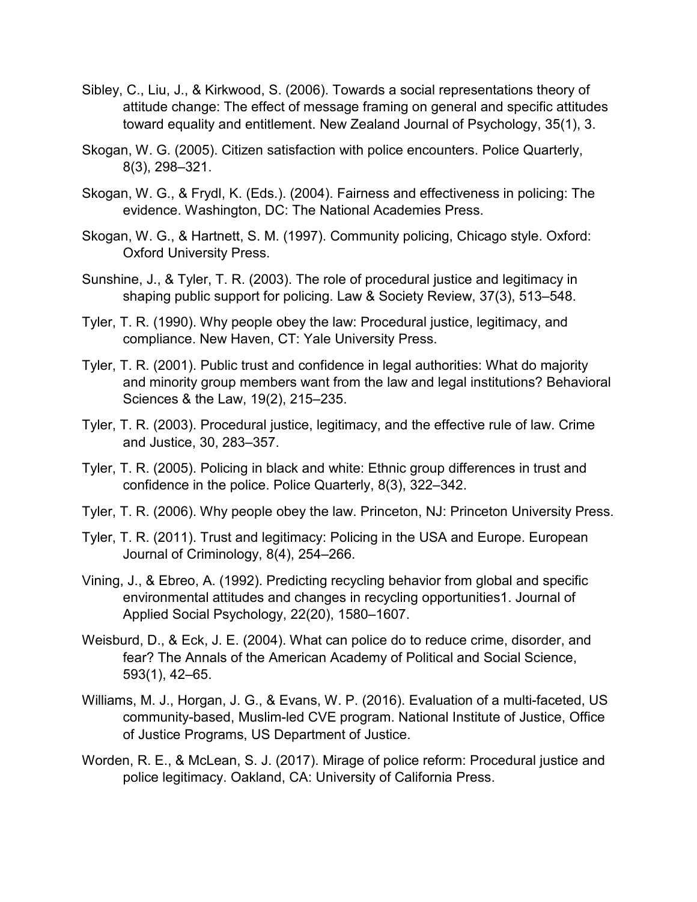Sibley, C., Liu, J., & Kirkwood, S. (2006). Towards a social representations theory of attitude change: The effect of message framing on general and specific attitudes toward equality and entitlement. New Zealand Journal of Psychology, 35(1), 3.

Skogan, W. G. (2005). Citizen satisfaction with police encounters. Police Quarterly, 8(3), 298–321.

Skogan, W. G., & Frydl, K. (Eds.). (2004). Fairness and effectiveness in policing: The evidence. Washington, DC: The National Academies Press.

Skogan, W. G., & Hartnett, S. M. (1997). Community policing, Chicago style. Oxford: Oxford University Press.

Sunshine, J., & Tyler, T. R. (2003). The role of procedural justice and legitimacy in shaping public support for policing. Law & Society Review, 37(3), 513–548.

Tyler, T. R. (1990). Why people obey the law: Procedural justice, legitimacy, and compliance. New Haven, CT: Yale University Press.

Tyler, T. R. (2001). Public trust and confidence in legal authorities: What do majority and minority group members want from the law and legal institutions? Behavioral Sciences & the Law, 19(2), 215–235.

Tyler, T. R. (2003). Procedural justice, legitimacy, and the effective rule of law. Crime and Justice, 30, 283–357.

Tyler, T. R. (2005). Policing in black and white: Ethnic group differences in trust and confidence in the police. Police Quarterly, 8(3), 322–342.

Tyler, T. R. (2006). Why people obey the law. Princeton, NJ: Princeton University Press.

Tyler, T. R. (2011). Trust and legitimacy: Policing in the USA and Europe. European Journal of Criminology, 8(4), 254–266.

Vining, J., & Ebreo, A. (1992). Predicting recycling behavior from global and specific environmental attitudes and changes in recycling opportunities1. Journal of Applied Social Psychology, 22(20), 1580–1607.

Weisburd, D., & Eck, J. E. (2004). What can police do to reduce crime, disorder, and fear? The Annals of the American Academy of Political and Social Science, 593(1), 42–65.

Williams, M. J., Horgan, J. G., & Evans, W. P. (2016). Evaluation of a multi-faceted, US community-based, Muslim-led CVE program. National Institute of Justice, Office of Justice Programs, US Department of Justice.

Worden, R. E., & McLean, S. J. (2017). Mirage of police reform: Procedural justice and police legitimacy. Oakland, CA: University of California Press.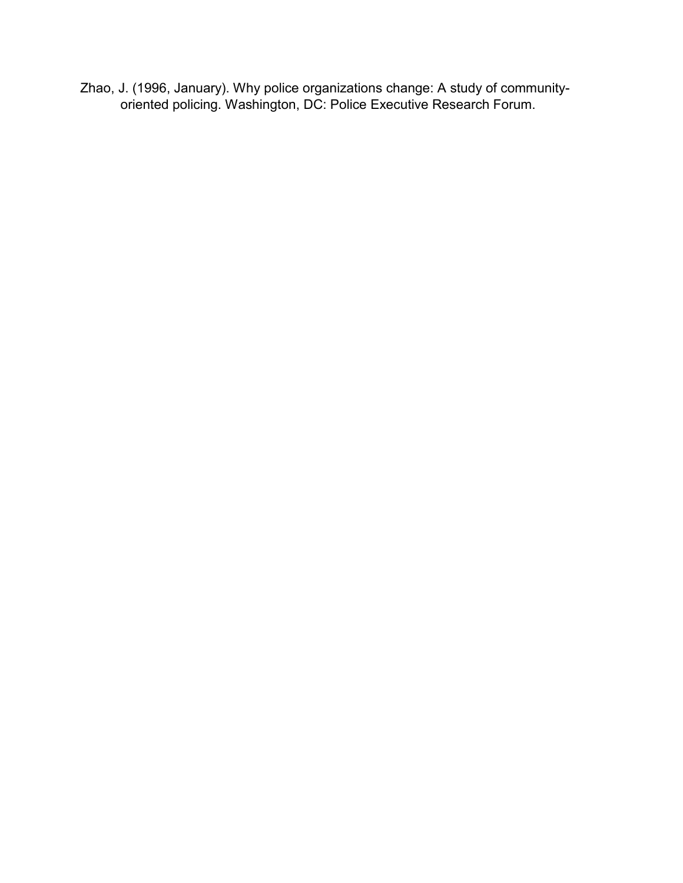Zhao, J. (1996, January). Why police organizations change: A study of community-oriented policing. Washington, DC: Police Executive Research Forum.